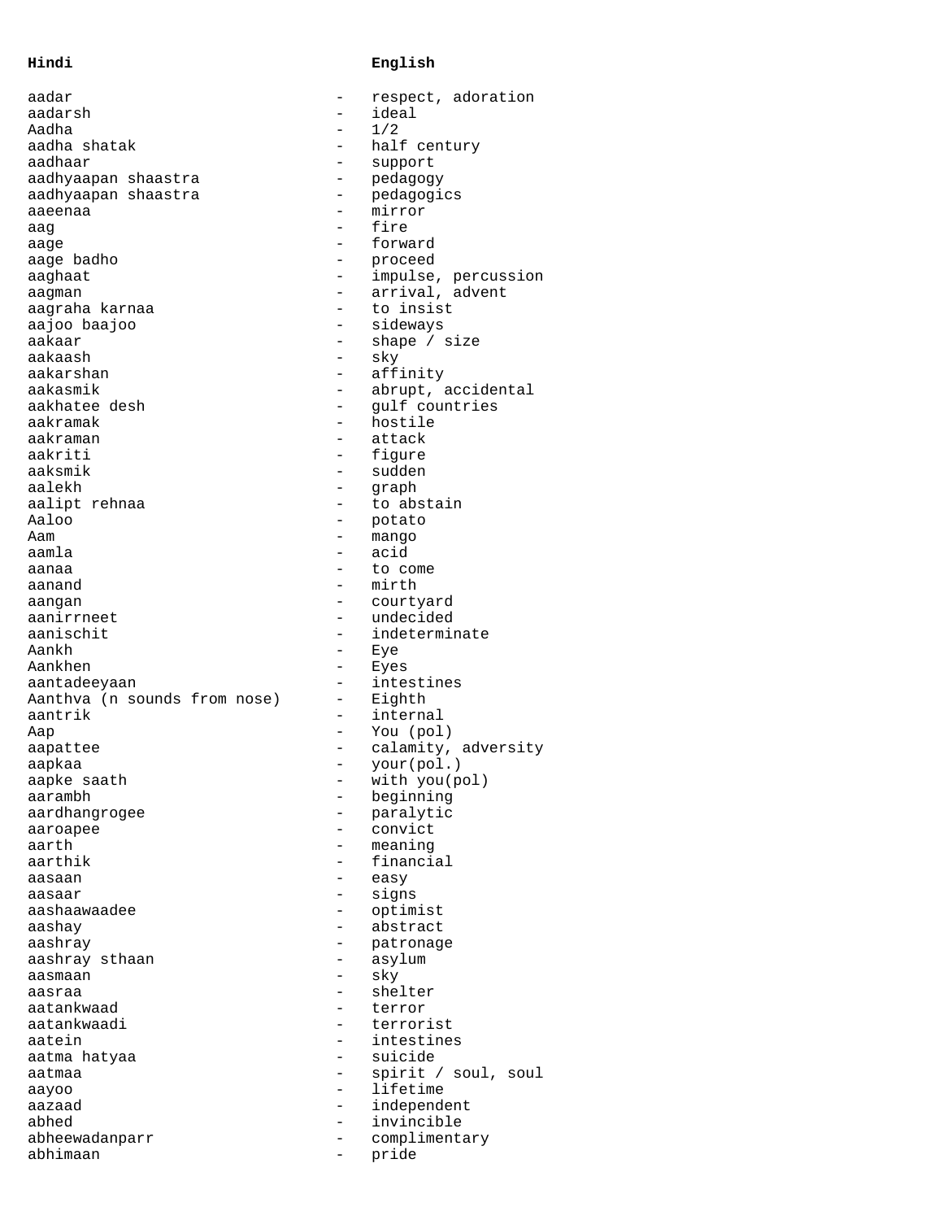| Hindi | | English |
|---|---|---|
| aadar | - | respect, adoration |
| aadarsh | - | ideal |
| Aadha | - | 1/2 |
| aadha shatak | - | half century |
| aadhaar | - | support |
| aadhyaapan shaastra | - | pedagogy |
| aadhyaapan shaastra | - | pedagogics |
| aaeenaa | - | mirror |
| aag | - | fire |
| aage | - | forward |
| aage badho | - | proceed |
| aaghaat | - | impulse, percussion |
| aagman | - | arrival, advent |
| aagraha karnaa | - | to insist |
| aajoo baajoo | - | sideways |
| aakaar | - | shape / size |
| aakaash | - | sky |
| aakarshan | - | affinity |
| aakasmik | - | abrupt, accidental |
| aakhatee desh | - | gulf countries |
| aakramak | - | hostile |
| aakraman | - | attack |
| aakriti | - | figure |
| aaksmik | - | sudden |
| aalekh | - | graph |
| aalipt rehnaa | - | to abstain |
| Aaloo | - | potato |
| Aam | - | mango |
| aamla | - | acid |
| aanaa | - | to come |
| aanand | - | mirth |
| aangan | - | courtyard |
| aanirrneet | - | undecided |
| aanischit | - | indeterminate |
| Aankh | - | Eye |
| Aankhen | - | Eyes |
| aantadeeyaan | - | intestines |
| Aanthva (n sounds from nose) | - | Eighth |
| aantrik | - | internal |
| Aap | - | You (pol) |
| aapattee | - | calamity, adversity |
| aapkaa | - | your(pol.) |
| aapke saath | - | with you(pol) |
| aarambh | - | beginning |
| aardhangrogee | - | paralytic |
| aaroapee | - | convict |
| aarth | - | meaning |
| aarthik | - | financial |
| aasaan | - | easy |
| aasaar | - | signs |
| aashaawaadee | - | optimist |
| aashay | - | abstract |
| aashray | - | patronage |
| aashray sthaan | - | asylum |
| aasmaan | - | sky |
| aasraa | - | shelter |
| aatankwaad | - | terror |
| aatankwaadi | - | terrorist |
| aatein | - | intestines |
| aatma hatyaa | - | suicide |
| aatmaa | - | spirit / soul, soul |
| aayoo | - | lifetime |
| aazaad | - | independent |
| abhed | - | invincible |
| abheewadanparr | - | complimentary |
| abhimaan | - | pride |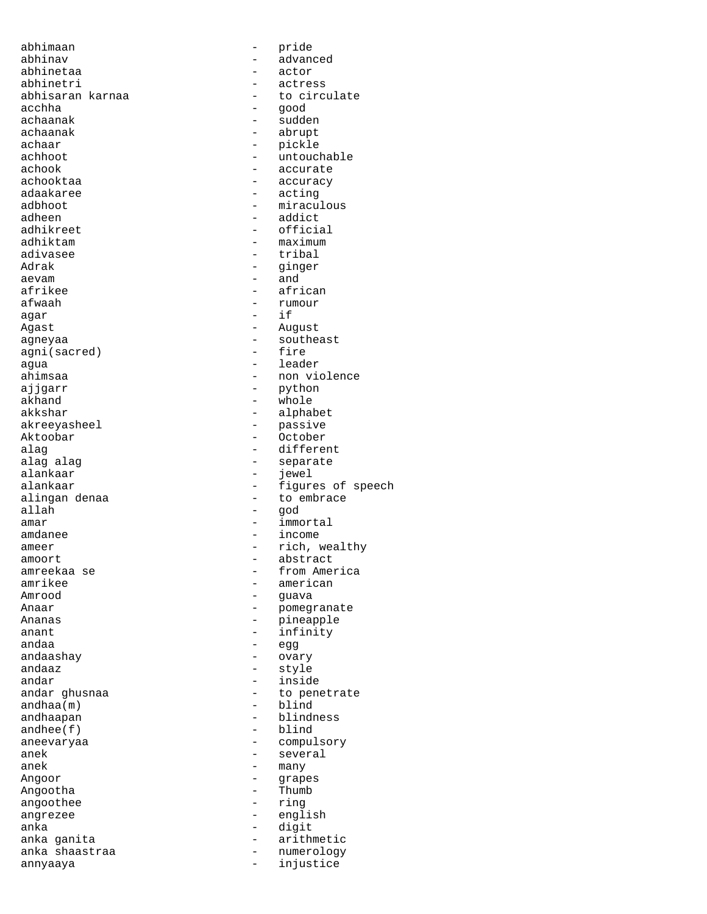abhimaan - pride
abhinav - advanced
abhinetaa - actor
abhinetri - actress
abhisaran karnaa - to circulate
acchha - good
achaanak - sudden
achaanak - abrupt
achaar - pickle
achhoot - untouchable
achook - accurate
achooktaa - accuracy
adaakaree - acting
adbhoot - miraculous
adheen - addict
adhikreet - official
adhiktam - maximum
adivasee - tribal
Adrak - ginger
aevam - and
afrikee - african
afwaah - rumour
agar - if
Agast - August
agneyaa - southeast
agni(sacred) - fire
agua - leader
ahimsaa - non violence
ajjgarr - python
akhand - whole
akkshar - alphabet
akreeyasheel - passive
Aktoobar - October
alag - different
alag alag - separate
alankaar - jewel
alankaar - figures of speech
alingan denaa - to embrace
allah - god
amar - immortal
amdanee - income
ameer - rich, wealthy
amoort - abstract
amreekaa se - from America
amrikee - american
Amrood - guava
Anaar - pomegranate
Ananas - pineapple
anant - infinity
andaa - egg
andaashay - ovary
andaaz - style
andar - inside
andar ghusnaa - to penetrate
andhaa(m) - blind
andhaapan - blindness
andhee(f) - blind
aneevaryaa - compulsory
anek - several
anek - many
Angoor - grapes
Angootha - Thumb
angoothee - ring
angrezee - english
anka - digit
anka ganita - arithmetic
anka shaastraa - numerology
annyaaya - injustice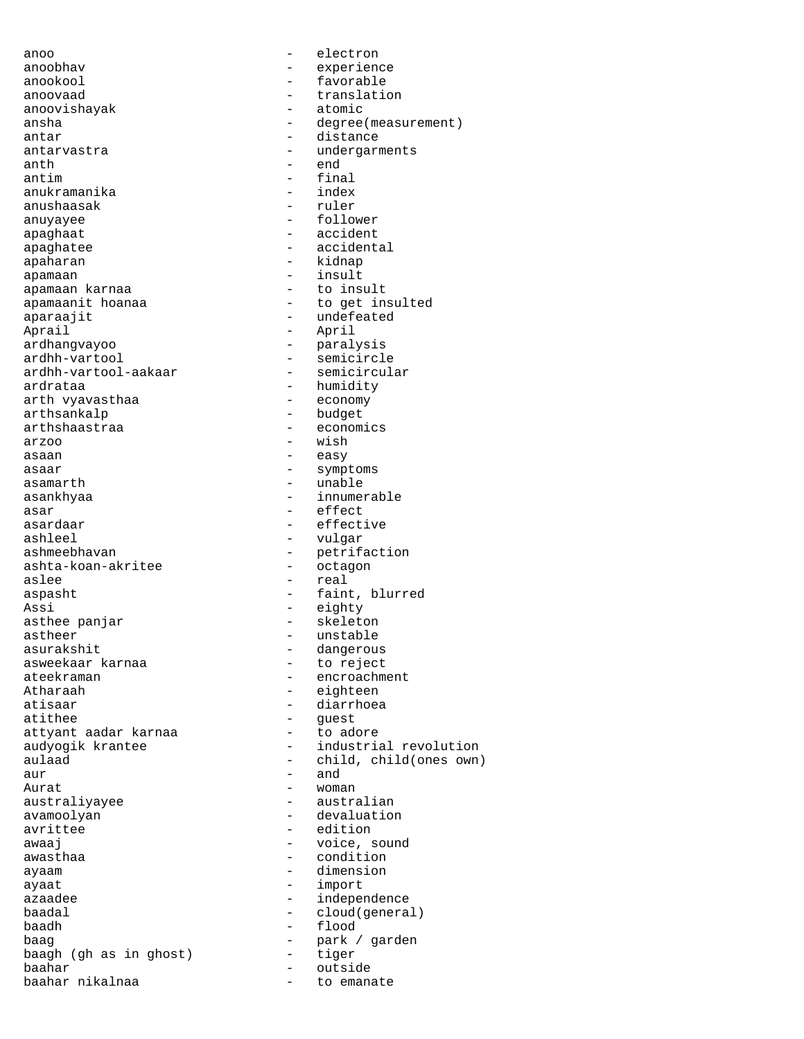anoo - electron
anoobhav - experience
anookool - favorable
anoovaad - translation
anoovishayak - atomic
ansha - degree(measurement)
antar - distance
antarvastra - undergarments
anth - end
antim - final
anukramanika - index
anushaasak - ruler
anuyayee - follower
apaghaat - accident
apaghatee - accidental
apaharan - kidnap
apamaan - insult
apamaan karnaa - to insult
apamaanit hoanaa - to get insulted
aparaajit - undefeated
Aprail - April
ardhangvayoo - paralysis
ardhh-vartool - semicircle
ardhh-vartool-aakaar - semicircular
ardrataa - humidity
arth vyavasthaa - economy
arthsankalp - budget
arthshaastraa - economics
arzoo - wish
asaan - easy
asaar - symptoms
asamarth - unable
asankhyaa - innumerable
asar - effect
asardaar - effective
ashleel - vulgar
ashmeebhavan - petrifaction
ashta-koan-akritee - octagon
aslee - real
aspasht - faint, blurred
Assi - eighty
asthee panjar - skeleton
astheer - unstable
asurakshit - dangerous
asweekaar karnaa - to reject
ateekraman - encroachment
Atharaah - eighteen
atisaar - diarrhoea
atithee - guest
attyant aadar karnaa - to adore
audyogik krantee - industrial revolution
aulaad - child, child(ones own)
aur - and
Aurat - woman
australiyayee - australian
avamoolyan - devaluation
avrittee - edition
awaaj - voice, sound
awasthaa - condition
ayaam - dimension
ayaat - import
azaadee - independence
baadal - cloud(general)
baadh - flood
baag - park / garden
baagh (gh as in ghost) - tiger
baahar - outside
baahar nikalnaa - to emanate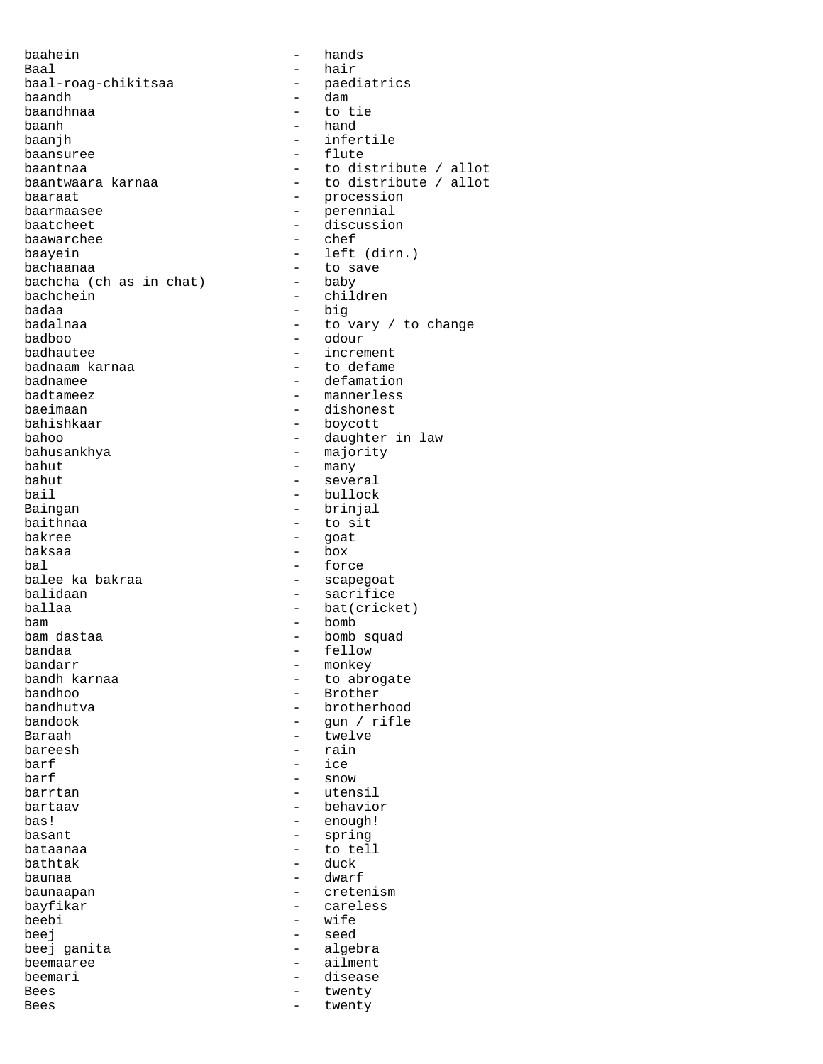baahein - hands
Baal - hair
baal-roag-chikitsaa - paediatrics
baandh - dam
baandhnaa - to tie
baanh - hand
baanjh - infertile
baansuree - flute
baantnaa - to distribute / allot
baantwaara karnaa - to distribute / allot
baaraat - procession
baarmaasee - perennial
baatcheet - discussion
baawarchee - chef
baayein - left (dirn.)
bachaanaa - to save
bachcha (ch as in chat) - baby
bachchein - children
badaa - big
badalnaa - to vary / to change
badboo - odour
badhautee - increment
badnaam karnaa - to defame
badnamee - defamation
badtameez - mannerless
baeimaan - dishonest
bahishkaar - boycott
bahoo - daughter in law
bahusankhya - majority
bahut - many
bahut - several
bail - bullock
Baingan - brinjal
baithnaa - to sit
bakree - goat
baksaa - box
bal - force
balee ka bakraa - scapegoat
balidaan - sacrifice
ballaa - bat(cricket)
bam - bomb
bam dastaa - bomb squad
bandaa - fellow
bandarr - monkey
bandh karnaa - to abrogate
bandhoo - Brother
bandhutva - brotherhood
bandook - gun / rifle
Baraah - twelve
bareesh - rain
barf - ice
barf - snow
barrtan - utensil
bartaav - behavior
bas! - enough!
basant - spring
bataanaa - to tell
bathtak - duck
baunaa - dwarf
baunaapan - cretenism
bayfikar - careless
beebi - wife
beej - seed
beej ganita - algebra
beemaaree - ailment
beemari - disease
Bees - twenty
Bees - twenty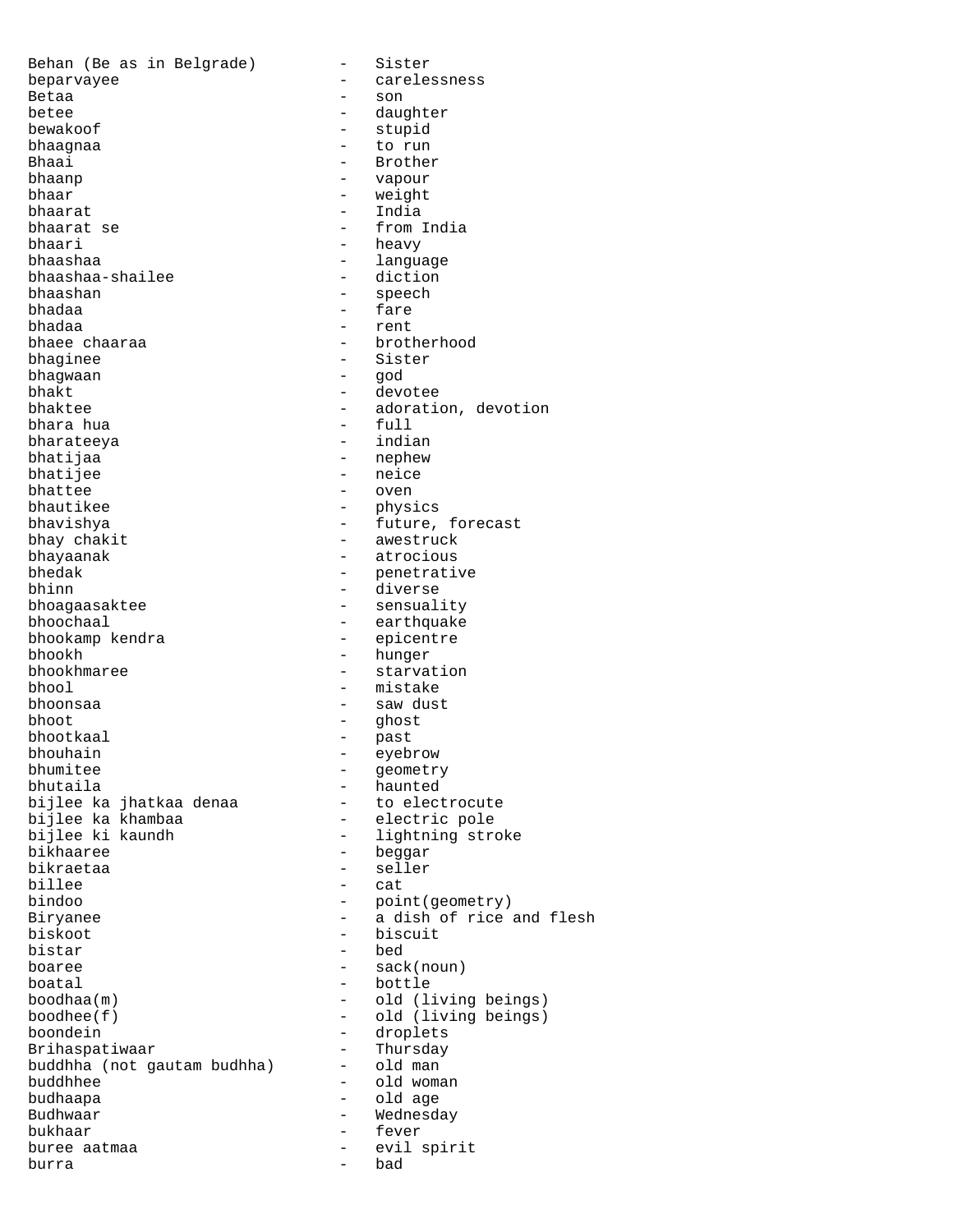Behan (Be as in Belgrade) - Sister
beparvayee - carelessness
Betaa - son
betee - daughter
bewakoof - stupid
bhaagnaa - to run
Bhaai - Brother
bhaanp - vapour
bhaar - weight
bhaarat - India
bhaarat se - from India
bhaari - heavy
bhaashaa - language
bhaashaa-shailee - diction
bhaashan - speech
bhadaa - fare
bhadaa - rent
bhaee chaaraa - brotherhood
bhaginee - Sister
bhagwaan - god
bhakt - devotee
bhaktee - adoration, devotion
bhara hua - full
bharateeya - indian
bhatijaa - nephew
bhatijee - neice
bhattee - oven
bhautikee - physics
bhavishya - future, forecast
bhay chakit - awestruck
bhayaanak - atrocious
bhedak - penetrative
bhinn - diverse
bhoagaasaktee - sensuality
bhoochaal - earthquake
bhookamp kendra - epicentre
bhookh - hunger
bhookhmaree - starvation
bhool - mistake
bhoonsaa - saw dust
bhoot - ghost
bhootkaal - past
bhouhain - eyebrow
bhumitee - geometry
bhutaila - haunted
bijlee ka jhatkaa denaa - to electrocute
bijlee ka khambaa - electric pole
bijlee ki kaundh - lightning stroke
bikhaaree - beggar
bikraetaa - seller
billee - cat
bindoo - point(geometry)
Biryanee - a dish of rice and flesh
biskoot - biscuit
bistar - bed
boaree - sack(noun)
boatal - bottle
boodhaa(m) - old (living beings)
boodhee(f) - old (living beings)
boondein - droplets
Brihaspatiwaar - Thursday
buddhha (not gautam budhha) - old man
buddhhee - old woman
budhaapa - old age
Budhwaar - Wednesday
bukhaar - fever
buree aatmaa - evil spirit
burra - bad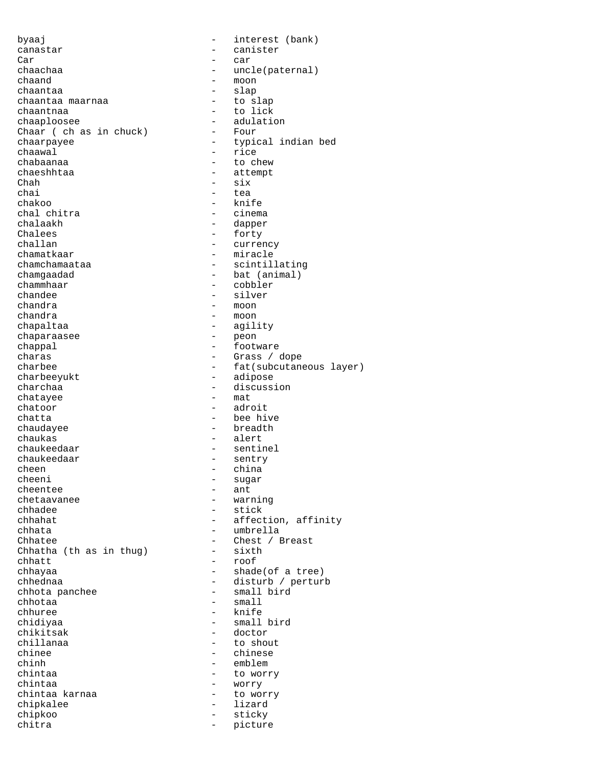byaaj - interest (bank)
canastar - canister
Car - car
chaachaa - uncle(paternal)
chaand - moon
chaantaa - slap
chaantaa maarnaa - to slap
chaantnaa - to lick
chaaploosee - adulation
Chaar ( ch as in chuck) - Four
chaarpayee - typical indian bed
chaawal - rice
chabaanaa - to chew
chaeshhtaa - attempt
Chah - six
chai - tea
chakoo - knife
chal chitra - cinema
chalaakh - dapper
Chalees - forty
challan - currency
chamatkaar - miracle
chamchamaataa - scintillating
chamgaadad - bat (animal)
chammhaar - cobbler
chandee - silver
chandra - moon
chandra - moon
chapaltaa - agility
chaparaasee - peon
chappal - footware
charas - Grass / dope
charbee - fat(subcutaneous layer)
charbeeyukt - adipose
charchaa - discussion
chatayee - mat
chatoor - adroit
chatta - bee hive
chaudayee - breadth
chaukas - alert
chaukeedaar - sentinel
chaukeedaar - sentry
cheen - china
cheeni - sugar
cheentee - ant
chetaavanee - warning
chhadee - stick
chhahat - affection, affinity
chhata - umbrella
Chhatee - Chest / Breast
Chhatha (th as in thug) - sixth
chhatt - roof
chhayaa - shade(of a tree)
chhednaa - disturb / perturb
chhota panchee - small bird
chhotaa - small
chhuree - knife
chidiyaa - small bird
chikitsak - doctor
chillanaa - to shout
chinee - chinese
chinh - emblem
chintaa - to worry
chintaa - worry
chintaa karnaa - to worry
chipkalee - lizard
chipkoo - sticky
chitra - picture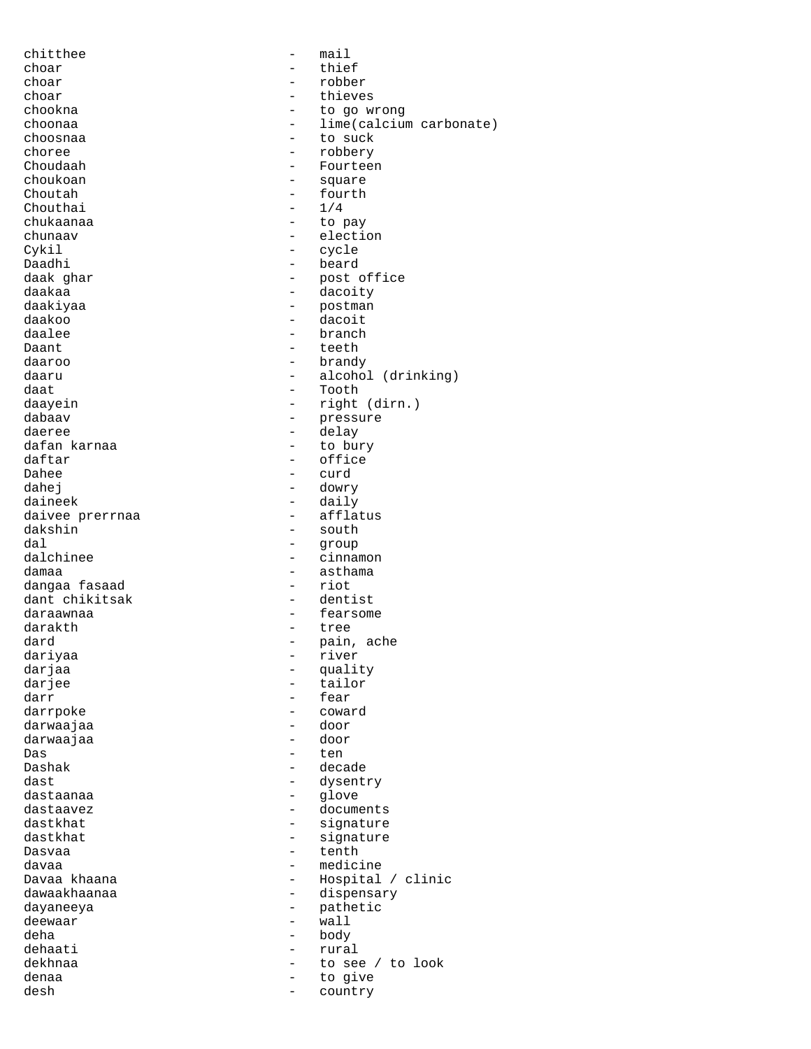chitthee - mail
choar - thief
choar - robber
choar - thieves
chookna - to go wrong
choonaa - lime(calcium carbonate)
choosnaa - to suck
choree - robbery
Choudaah - Fourteen
choukoan - square
Choutah - fourth
Chouthai - 1/4
chukaanaa - to pay
chunaav - election
Cykil - cycle
Daadhi - beard
daak ghar - post office
daakaa - dacoity
daakiyaa - postman
daakoo - dacoit
daalee - branch
Daant - teeth
daaroo - brandy
daaru - alcohol (drinking)
daat - Tooth
daayein - right (dirn.)
dabaav - pressure
daeree - delay
dafan karnaa - to bury
daftar - office
Dahee - curd
dahej - dowry
daineek - daily
daivee prerrnaa - afflatus
dakshin - south
dal - group
dalchinee - cinnamon
damaa - asthama
dangaa fasaad - riot
dant chikitsak - dentist
daraawnaa - fearsome
darakth - tree
dard - pain, ache
dariyaa - river
darjaa - quality
darjee - tailor
darr - fear
darrpoke - coward
darwaajaa - door
darwaajaa - door
Das - ten
Dashak - decade
dast - dysentry
dastaanaa - glove
dastaavez - documents
dastkhat - signature
dastkhat - signature
Dasvaa - tenth
davaa - medicine
Davaa khaana - Hospital / clinic
dawaakhaanaa - dispensary
dayaneeya - pathetic
deewaar - wall
deha - body
dehaati - rural
dekhnaa - to see / to look
denaa - to give
desh - country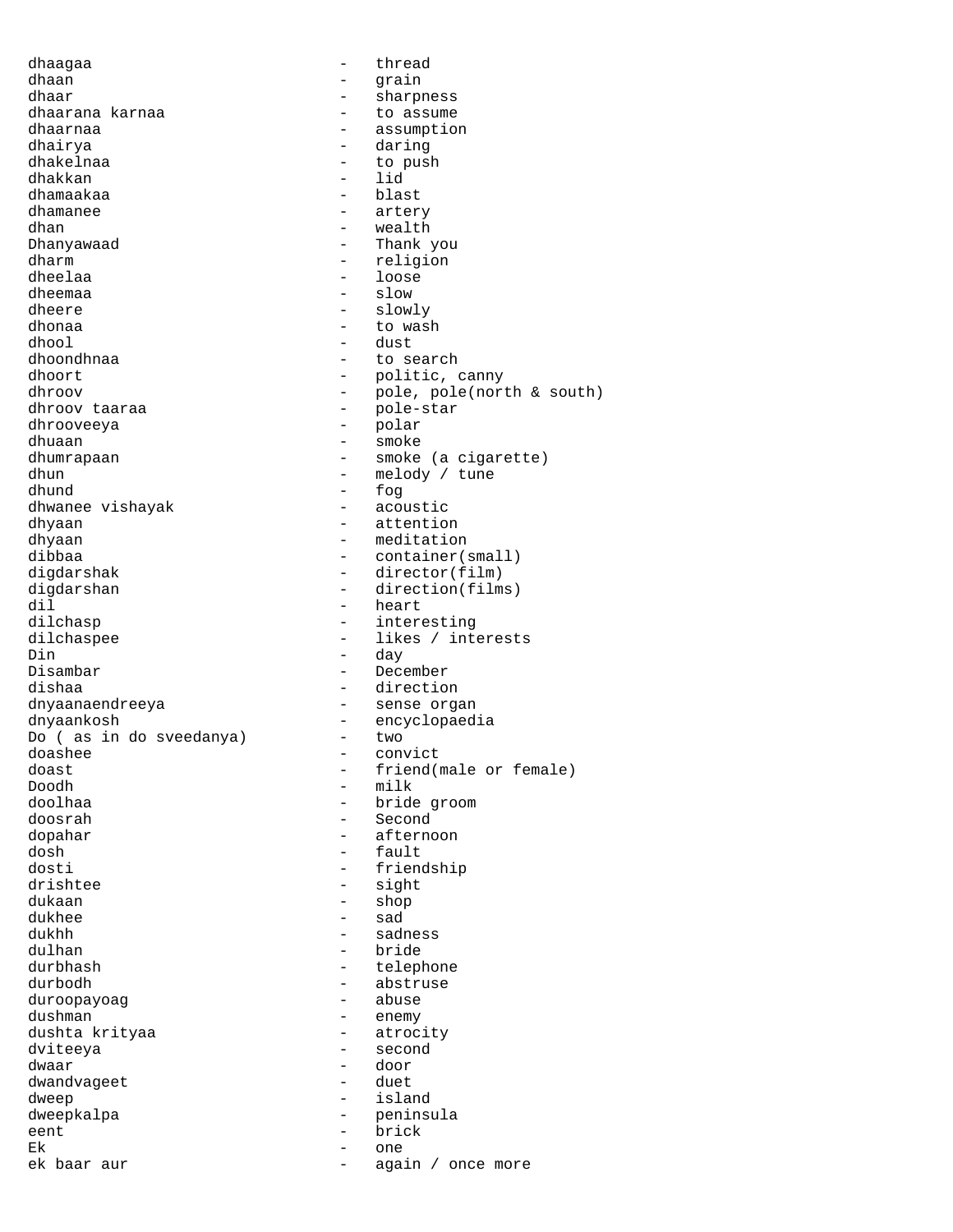```
dhaagaa                        -   thread
dhaan                          -   grain
dhaar                          -   sharpness
dhaarana karnaa                -   to assume
dhaarnaa                       -   assumption
dhairya                        -   daring
dhakelnaa                      -   to push
dhakkan                        -   lid
dhamaakaa                      -   blast
dhamanee                       -   artery
dhan                           -   wealth
Dhanyawaad                     -   Thank you
dharm                          -   religion
dheelaa                        -   loose
dheemaa                        -   slow
dheere                         -   slowly
dhonaa                         -   to wash
dhool                          -   dust
dhoondhnaa                     -   to search
dhoort                         -   politic, canny
dhroov                         -   pole, pole(north & south)
dhroov taaraa                  -   pole-star
dhrooveeya                     -   polar
dhuaan                         -   smoke
dhumrapaan                     -   smoke (a cigarette)
dhun                           -   melody / tune
dhund                          -   fog
dhwanee vishayak               -   acoustic
dhyaan                         -   attention
dhyaan                         -   meditation
dibbaa                         -   container(small)
digdarshak                     -   director(film)
digdarshan                     -   direction(films)
dil                            -   heart
dilchasp                       -   interesting
dilchaspee                     -   likes / interests
Din                            -   day
Disambar                       -   December
dishaa                         -   direction
dnyaanaendreeya                -   sense organ
dnyaankosh                     -   encyclopaedia
Do ( as in do sveedanya)       -   two
doashee                        -   convict
doast                          -   friend(male or female)
Doodh                          -   milk
doolhaa                        -   bride groom
doosrah                        -   Second
dopahar                        -   afternoon
dosh                           -   fault
dosti                          -   friendship
drishtee                       -   sight
dukaan                         -   shop
dukhee                         -   sad
dukhh                          -   sadness
dulhan                         -   bride
durbhash                       -   telephone
durbodh                        -   abstruse
duroopayoag                    -   abuse
dushman                        -   enemy
dushta krityaa                 -   atrocity
dviteeya                       -   second
dwaar                          -   door
dwandvageet                    -   duet
dweep                          -   island
dweepkalpa                     -   peninsula
eent                           -   brick
Ek                             -   one
ek baar aur                    -   again / once more
```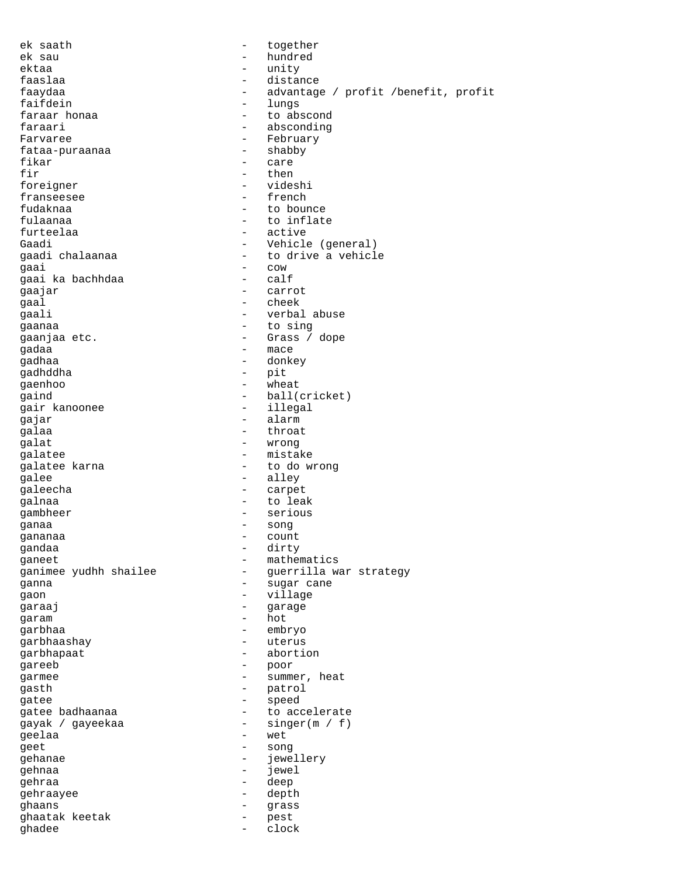ek saath - together
ek sau - hundred
ektaa - unity
faaslaa - distance
faaydaa - advantage / profit /benefit, profit
faifdein - lungs
faraar honaa - to abscond
faraari - absconding
Farvaree - February
fataa-puraanaa - shabby
fikar - care
fir - then
foreigner - videshi
franseesee - french
fudaknaa - to bounce
fulaanaa - to inflate
furteelaa - active
Gaadi - Vehicle (general)
gaadi chalaanaa - to drive a vehicle
gaai - cow
gaai ka bachhdaa - calf
gaajar - carrot
gaal - cheek
gaali - verbal abuse
gaanaa - to sing
gaanjaa etc. - Grass / dope
gadaa - mace
gadhaa - donkey
gadhddha - pit
gaenhoo - wheat
gaind - ball(cricket)
gair kanoonee - illegal
gajar - alarm
galaa - throat
galat - wrong
galatee - mistake
galatee karna - to do wrong
galee - alley
galeecha - carpet
galnaa - to leak
gambheer - serious
ganaa - song
gananaa - count
gandaa - dirty
ganeet - mathematics
ganimee yudhh shailee - guerrilla war strategy
ganna - sugar cane
gaon - village
garaaj - garage
garam - hot
garbhaa - embryo
garbhaashay - uterus
garbhapaat - abortion
gareeb - poor
garmee - summer, heat
gasth - patrol
gatee - speed
gatee badhaanaa - to accelerate
gayak / gayeekaa - singer(m / f)
geelaa - wet
geet - song
gehanae - jewellery
gehnaa - jewel
gehraa - deep
gehraayee - depth
ghaans - grass
ghaatak keetak - pest
ghadee - clock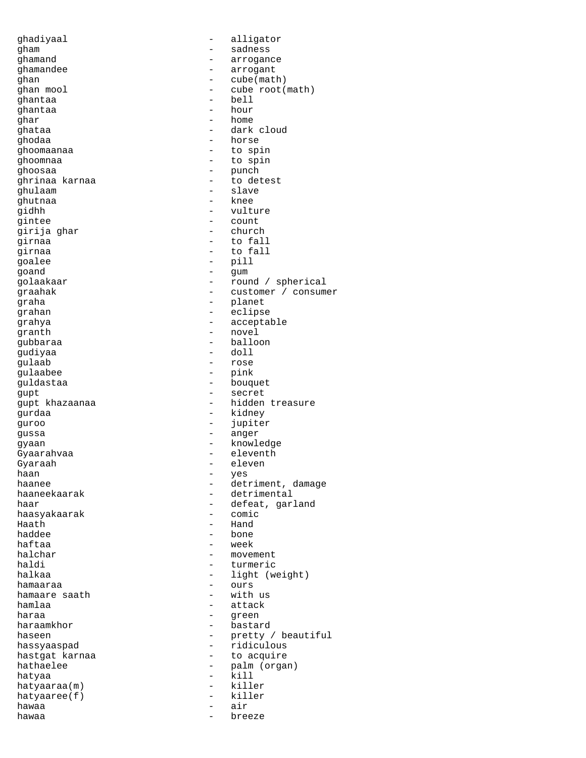ghadiyaal - alligator
gham - sadness
ghamand - arrogance
ghamandee - arrogant
ghan - cube(math)
ghan mool - cube root(math)
ghantaa - bell
ghantaa - hour
ghar - home
ghataa - dark cloud
ghodaa - horse
ghoomaanaa - to spin
ghoomnaa - to spin
ghoosaa - punch
ghrinaa karnaa - to detest
ghulaam - slave
ghutnaa - knee
gidhh - vulture
gintee - count
girija ghar - church
girnaa - to fall
girnaa - to fall
goalee - pill
goand - gum
golaakaar - round / spherical
graahak - customer / consumer
graha - planet
grahan - eclipse
grahya - acceptable
granth - novel
gubbaraa - balloon
gudiyaa - doll
gulaab - rose
gulaabee - pink
guldastaa - bouquet
gupt - secret
gupt khazaanaa - hidden treasure
gurdaa - kidney
guroo - jupiter
gussa - anger
gyaan - knowledge
Gyaarahvaa - eleventh
Gyaraah - eleven
haan - yes
haanee - detriment, damage
haaneekaarak - detrimental
haar - defeat, garland
haasyakaarak - comic
Haath - Hand
haddee - bone
haftaa - week
halchar - movement
haldi - turmeric
halkaa - light (weight)
hamaaraa - ours
hamaare saath - with us
hamlaa - attack
haraa - green
haraamkhor - bastard
haseen - pretty / beautiful
hassyaaspad - ridiculous
hastgat karnaa - to acquire
hathaelee - palm (organ)
hatyaa - kill
hatyaaraa(m) - killer
hatyaaree(f) - killer
hawaa - air
hawaa - breeze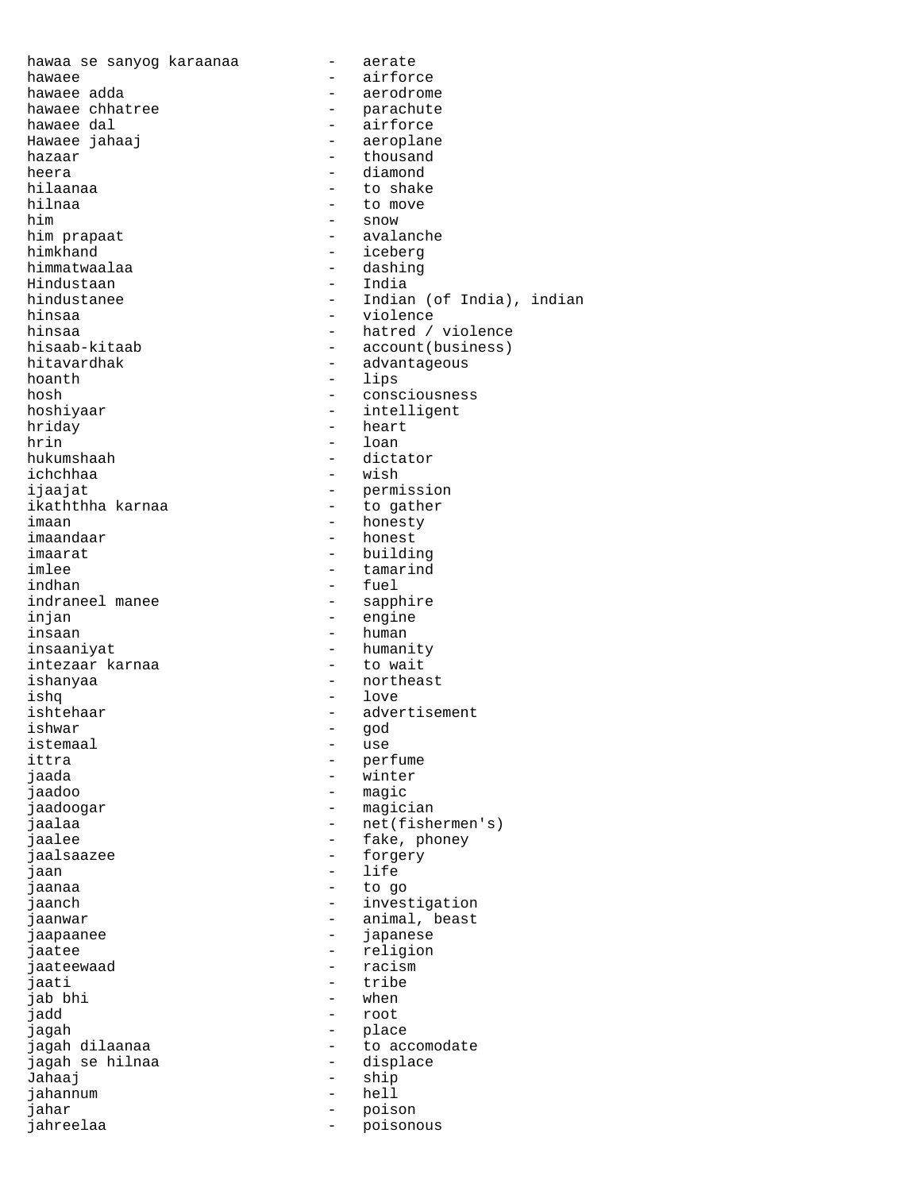```
hawaa se sanyog karaanaa          -   aerate
hawaee                            -   airforce
hawaee adda                       -   aerodrome
hawaee chhatree                   -   parachute
hawaee dal                        -   airforce
Hawaee jahaaj                     -   aeroplane
hazaar                            -   thousand
heera                             -   diamond
hilaanaa                          -   to shake
hilnaa                            -   to move
him                               -   snow
him prapaat                       -   avalanche
himkhand                          -   iceberg
himmatwaalaa                      -   dashing
Hindustaan                        -   India
hindustanee                       -   Indian (of India), indian
hinsaa                            -   violence
hinsaa                            -   hatred / violence
hisaab-kitaab                     -   account(business)
hitavardhak                       -   advantageous
hoanth                            -   lips
hosh                              -   consciousness
hoshiyaar                         -   intelligent
hriday                            -   heart
hrin                              -   loan
hukumshaah                        -   dictator
ichchhaa                          -   wish
ijaajat                           -   permission
ikaththha karnaa                  -   to gather
imaan                             -   honesty
imaandaar                         -   honest
imaarat                           -   building
imlee                             -   tamarind
indhan                            -   fuel
indraneel manee                   -   sapphire
injan                             -   engine
insaan                            -   human
insaaniyat                        -   humanity
intezaar karnaa                   -   to wait
ishanyaa                          -   northeast
ishq                              -   love
ishtehaar                         -   advertisement
ishwar                            -   god
istemaal                          -   use
ittra                             -   perfume
jaada                             -   winter
jaadoo                            -   magic
jaadoogar                         -   magician
jaalaa                            -   net(fishermen's)
jaalee                            -   fake, phoney
jaalsaazee                        -   forgery
jaan                              -   life
jaanaa                            -   to go
jaanch                            -   investigation
jaanwar                           -   animal, beast
jaapaanee                         -   japanese
jaatee                            -   religion
jaateewaad                        -   racism
jaati                             -   tribe
jab bhi                           -   when
jadd                              -   root
jagah                             -   place
jagah dilaanaa                    -   to accomodate
jagah se hilnaa                   -   displace
Jahaaj                            -   ship
jahannum                          -   hell
jahar                             -   poison
jahreelaa                         -   poisonous
```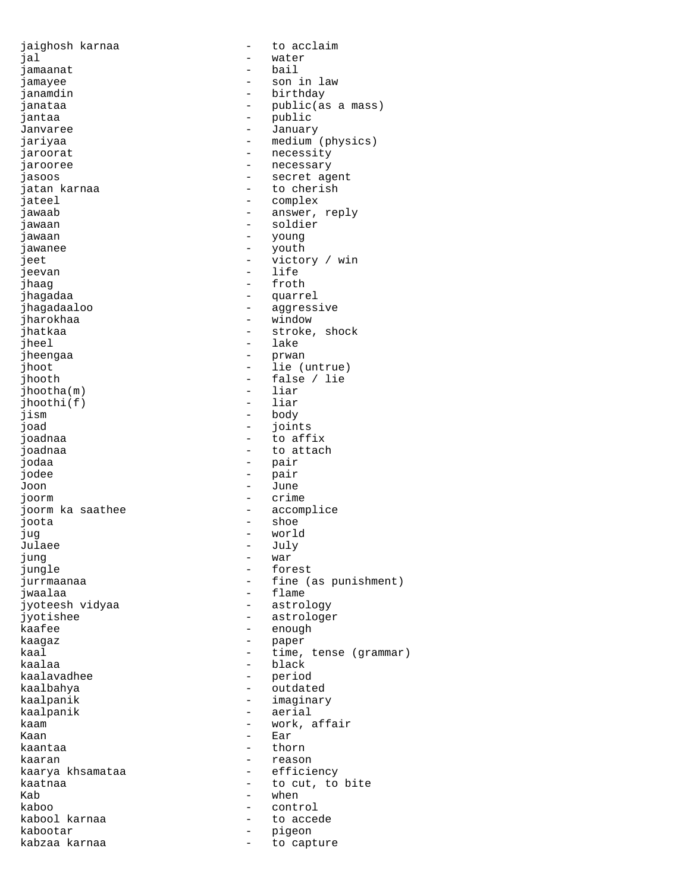```
jaighosh karnaa               -   to acclaim
jal                           -   water
jamaanat                      -   bail
jamayee                       -   son in law
janamdin                      -   birthday
janataa                       -   public(as a mass)
jantaa                        -   public
Janvaree                      -   January
jariyaa                       -   medium (physics)
jaroorat                      -   necessity
jarooree                      -   necessary
jasoos                        -   secret agent
jatan karnaa                  -   to cherish
jateel                        -   complex
jawaab                        -   answer, reply
jawaan                        -   soldier
jawaan                        -   young
jawanee                       -   youth
jeet                          -   victory / win
jeevan                        -   life
jhaag                         -   froth
jhagadaa                      -   quarrel
jhagadaaloo                   -   aggressive
jharokhaa                     -   window
jhatkaa                       -   stroke, shock
jheel                         -   lake
jheengaa                      -   prwan
jhoot                         -   lie (untrue)
jhooth                        -   false / lie
jhootha(m)                    -   liar
jhoothi(f)                    -   liar
jism                          -   body
joad                          -   joints
joadnaa                       -   to affix
joadnaa                       -   to attach
jodaa                         -   pair
jodee                         -   pair
Joon                          -   June
joorm                         -   crime
joorm ka saathee              -   accomplice
joota                         -   shoe
jug                           -   world
Julaee                        -   July
jung                          -   war
jungle                        -   forest
jurrmaanaa                    -   fine (as punishment)
jwaalaa                       -   flame
jyoteesh vidyaa               -   astrology
jyotishee                     -   astrologer
kaafee                        -   enough
kaagaz                        -   paper
kaal                          -   time, tense (grammar)
kaalaa                        -   black
kaalavadhee                   -   period
kaalbahya                     -   outdated
kaalpanik                     -   imaginary
kaalpanik                     -   aerial
kaam                          -   work, affair
Kaan                          -   Ear
kaantaa                       -   thorn
kaaran                        -   reason
kaarya khsamataa              -   efficiency
kaatnaa                       -   to cut, to bite
Kab                           -   when
kaboo                         -   control
kabool karnaa                 -   to accede
kabootar                      -   pigeon
kabzaa karnaa                 -   to capture
```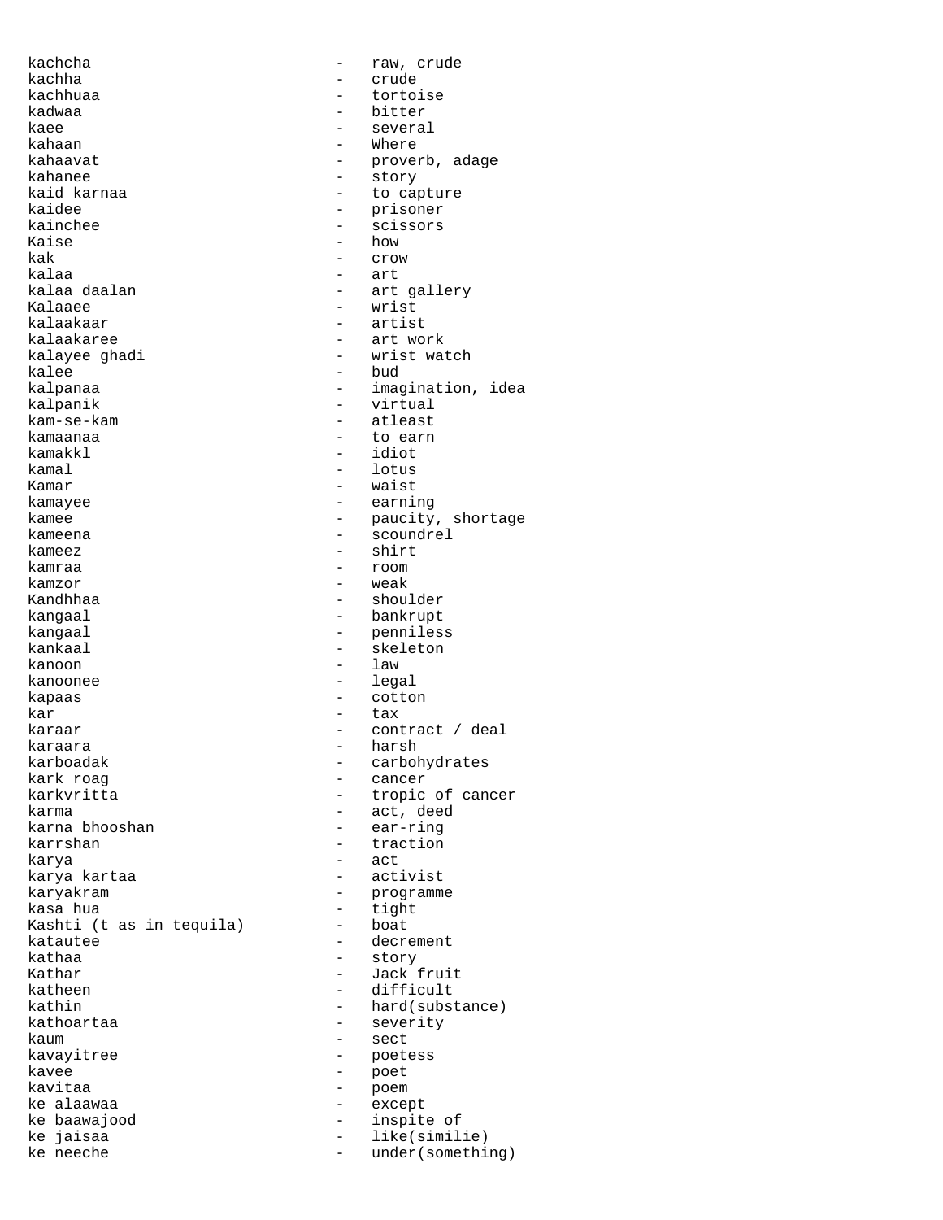kachcha - raw, crude
kachha - crude
kachhuaa - tortoise
kadwaa - bitter
kaee - several
kahaan - Where
kahaavat - proverb, adage
kahanee - story
kaid karnaa - to capture
kaidee - prisoner
kainchee - scissors
Kaise - how
kak - crow
kalaa - art
kalaa daalan - art gallery
Kalaaee - wrist
kalaakaar - artist
kalaakaree - art work
kalayee ghadi - wrist watch
kalee - bud
kalpanaa - imagination, idea
kalpanik - virtual
kam-se-kam - atleast
kamaanaa - to earn
kamakkl - idiot
kamal - lotus
Kamar - waist
kamayee - earning
kamee - paucity, shortage
kameena - scoundrel
kameez - shirt
kamraa - room
kamzor - weak
Kandhhaa - shoulder
kangaal - bankrupt
kangaal - penniless
kankaal - skeleton
kanoon - law
kanoonee - legal
kapaas - cotton
kar - tax
karaar - contract / deal
karaara - harsh
karboadak - carbohydrates
kark roag - cancer
karkvritta - tropic of cancer
karma - act, deed
karna bhooshan - ear-ring
karrshan - traction
karya - act
karya kartaa - activist
karyakram - programme
kasa hua - tight
Kashti (t as in tequila) - boat
katautee - decrement
kathaa - story
Kathar - Jack fruit
katheen - difficult
kathin - hard(substance)
kathoartaa - severity
kaum - sect
kavayitree - poetess
kavee - poet
kavitaa - poem
ke alaawaa - except
ke baawajood - inspite of
ke jaisaa - like(similie)
ke neeche - under(something)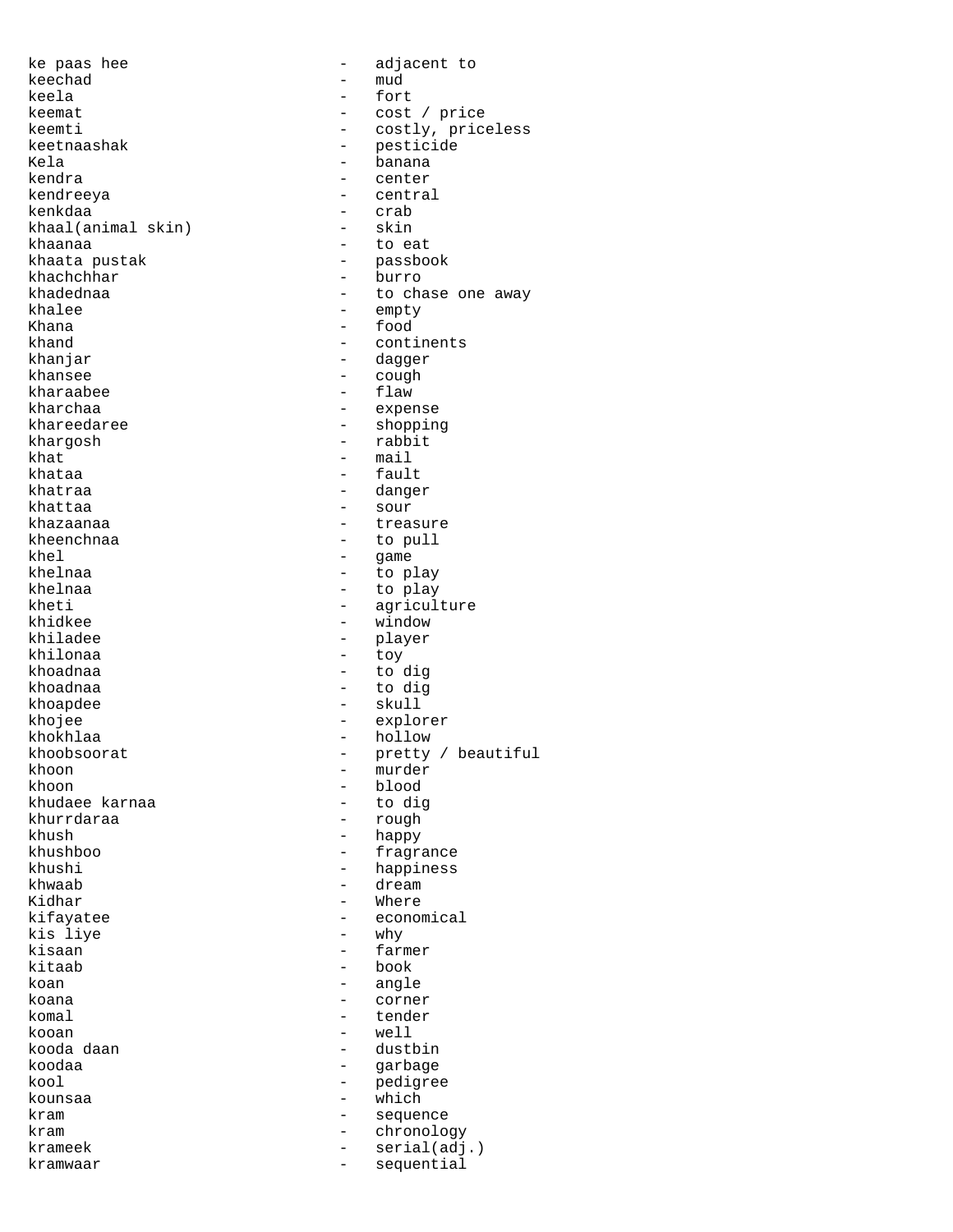ke paas hee - adjacent to
keechad - mud
keela - fort
keemat - cost / price
keemti - costly, priceless
keetnaashak - pesticide
Kela - banana
kendra - center
kendreeya - central
kenkdaa - crab
khaal(animal skin) - skin
khaanaa - to eat
khaata pustak - passbook
khachchhar - burro
khadednaa - to chase one away
khalee - empty
Khana - food
khand - continents
khanjar - dagger
khansee - cough
kharaabee - flaw
kharchaa - expense
khareedaree - shopping
khargosh - rabbit
khat - mail
khataa - fault
khatraa - danger
khattaa - sour
khazaanaa - treasure
kheenchnaa - to pull
khel - game
khelnaa - to play
khelnaa - to play
kheti - agriculture
khidkee - window
khiladee - player
khilonaa - toy
khoadnaa - to dig
khoadnaa - to dig
khoapdee - skull
khojee - explorer
khokhlaa - hollow
khoobsoorat - pretty / beautiful
khoon - murder
khoon - blood
khudaee karnaa - to dig
khurrdaraa - rough
khush - happy
khushboo - fragrance
khushi - happiness
khwaab - dream
Kidhar - Where
kifayatee - economical
kis liye - why
kisaan - farmer
kitaab - book
koan - angle
koana - corner
komal - tender
kooan - well
kooda daan - dustbin
koodaa - garbage
kool - pedigree
kounsaa - which
kram - sequence
kram - chronology
krameek - serial(adj.)
kramwaar - sequential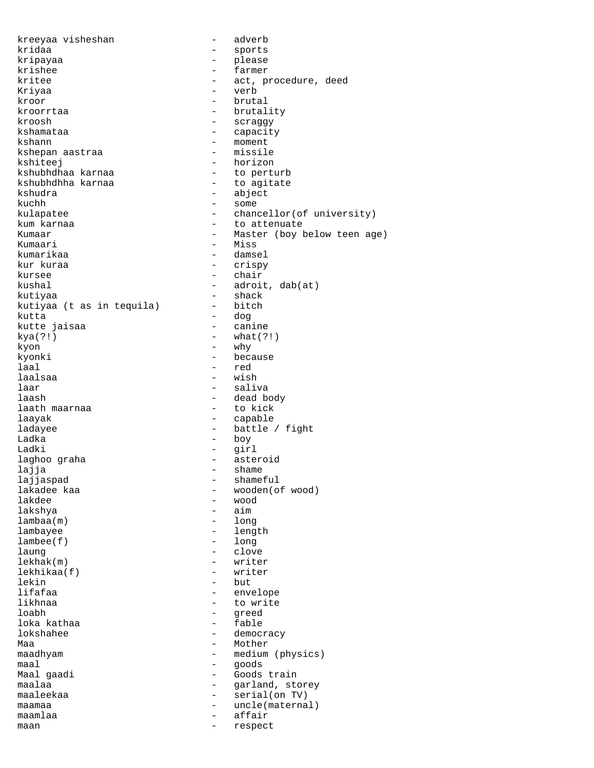```
kreeyaa visheshan              -   adverb
kridaa                         -   sports
kripayaa                       -   please
krishee                        -   farmer
kritee                         -   act, procedure, deed
Kriyaa                         -   verb
kroor                          -   brutal
kroorrtaa                      -   brutality
kroosh                         -   scraggy
kshamataa                      -   capacity
kshann                         -   moment
kshepan aastraa                -   missile
kshiteej                       -   horizon
kshubhdhaa karnaa              -   to perturb
kshubhdhha karnaa              -   to agitate
kshudra                        -   abject
kuchh                          -   some
kulapatee                      -   chancellor(of university)
kum karnaa                     -   to attenuate
Kumaar                         -   Master (boy below teen age)
Kumaari                        -   Miss
kumarikaa                      -   damsel
kur kuraa                      -   crispy
kursee                         -   chair
kushal                         -   adroit, dab(at)
kutiyaa                        -   shack
kutiyaa (t as in tequila)      -   bitch
kutta                          -   dog
kutte jaisaa                   -   canine
kya(?!)                        -   what(?!)
kyon                           -   why
kyonki                         -   because
laal                           -   red
laalsaa                        -   wish
laar                           -   saliva
laash                          -   dead body
laath maarnaa                  -   to kick
laayak                         -   capable
ladayee                        -   battle / fight
Ladka                          -   boy
Ladki                          -   girl
laghoo graha                   -   asteroid
lajja                          -   shame
lajjaspad                      -   shameful
lakadee kaa                    -   wooden(of wood)
lakdee                         -   wood
lakshya                        -   aim
lambaa(m)                      -   long
lambayee                       -   length
lambee(f)                      -   long
laung                          -   clove
lekhak(m)                      -   writer
lekhikaa(f)                    -   writer
lekin                          -   but
lifafaa                        -   envelope
likhnaa                        -   to write
loabh                          -   greed
loka kathaa                    -   fable
lokshahee                      -   democracy
Maa                            -   Mother
maadhyam                       -   medium (physics)
maal                           -   goods
Maal gaadi                     -   Goods train
maalaa                         -   garland, storey
maaleekaa                      -   serial(on TV)
maamaa                         -   uncle(maternal)
maamlaa                        -   affair
maan                           -   respect
```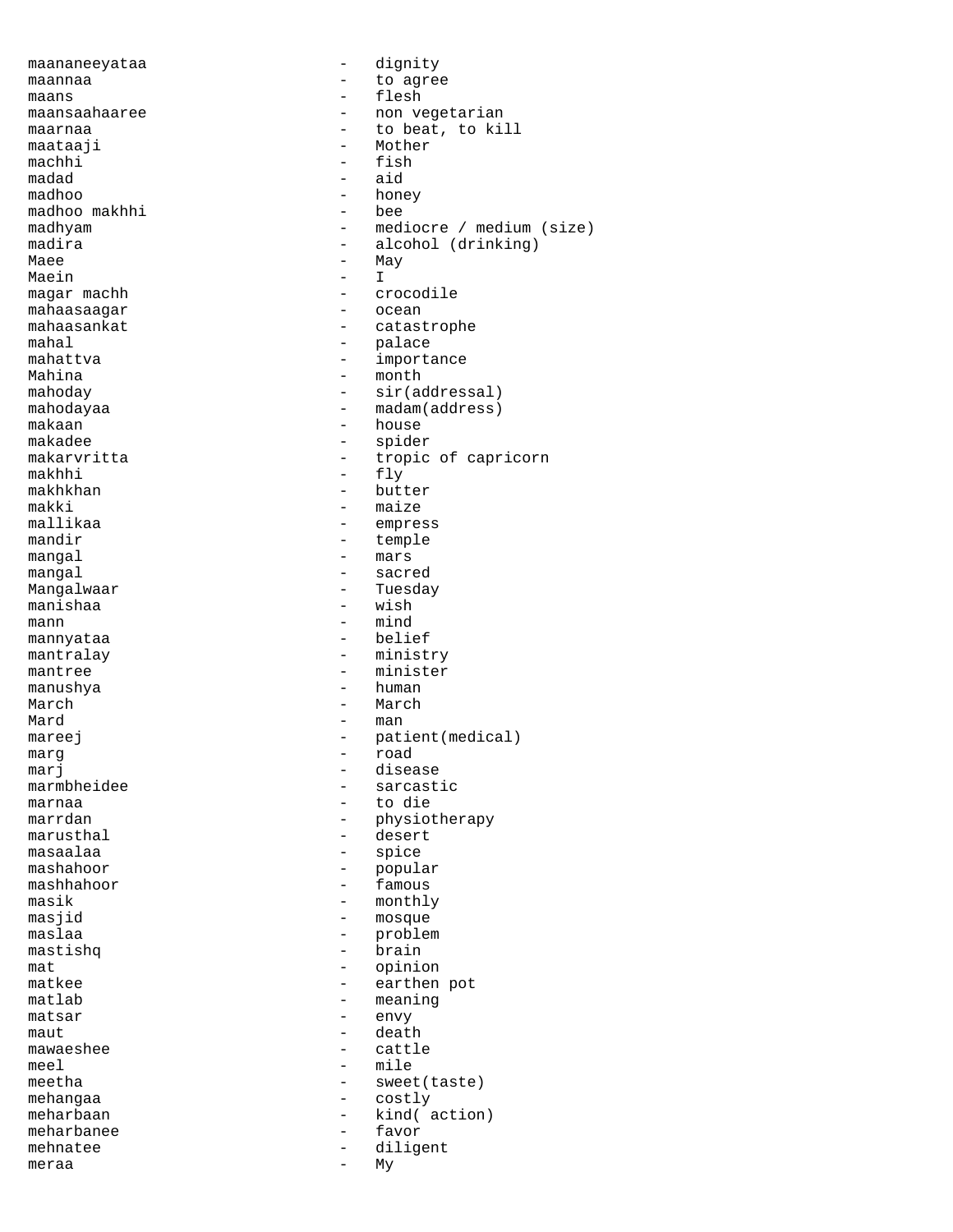maananeeyataa - dignity
maannaa - to agree
maans - flesh
maansaahaaree - non vegetarian
maarnaa - to beat, to kill
maataaji - Mother
machhi - fish
madad - aid
madhoo - honey
madhoo makhhi - bee
madhyam - mediocre / medium (size)
madira - alcohol (drinking)
Maee - May
Maein - I
magar machh - crocodile
mahaasaagar - ocean
mahaasankat - catastrophe
mahal - palace
mahattva - importance
Mahina - month
mahoday - sir(addressal)
mahodayaa - madam(address)
makaan - house
makadee - spider
makarvritta - tropic of capricorn
makhhi - fly
makhkhan - butter
makki - maize
mallikaa - empress
mandir - temple
mangal - mars
mangal - sacred
Mangalwaar - Tuesday
manishaa - wish
mann - mind
mannyataa - belief
mantralay - ministry
mantree - minister
manushya - human
March - March
Mard - man
mareej - patient(medical)
marg - road
marj - disease
marmbheidee - sarcastic
marnaa - to die
marrdan - physiotherapy
marusthal - desert
masaalaa - spice
mashahoor - popular
mashhahoor - famous
masik - monthly
masjid - mosque
maslaa - problem
mastishq - brain
mat - opinion
matkee - earthen pot
matlab - meaning
matsar - envy
maut - death
mawaeshee - cattle
meel - mile
meetha - sweet(taste)
mehangaa - costly
meharbaan - kind( action)
meharbanee - favor
mehnatee - diligent
meraa - My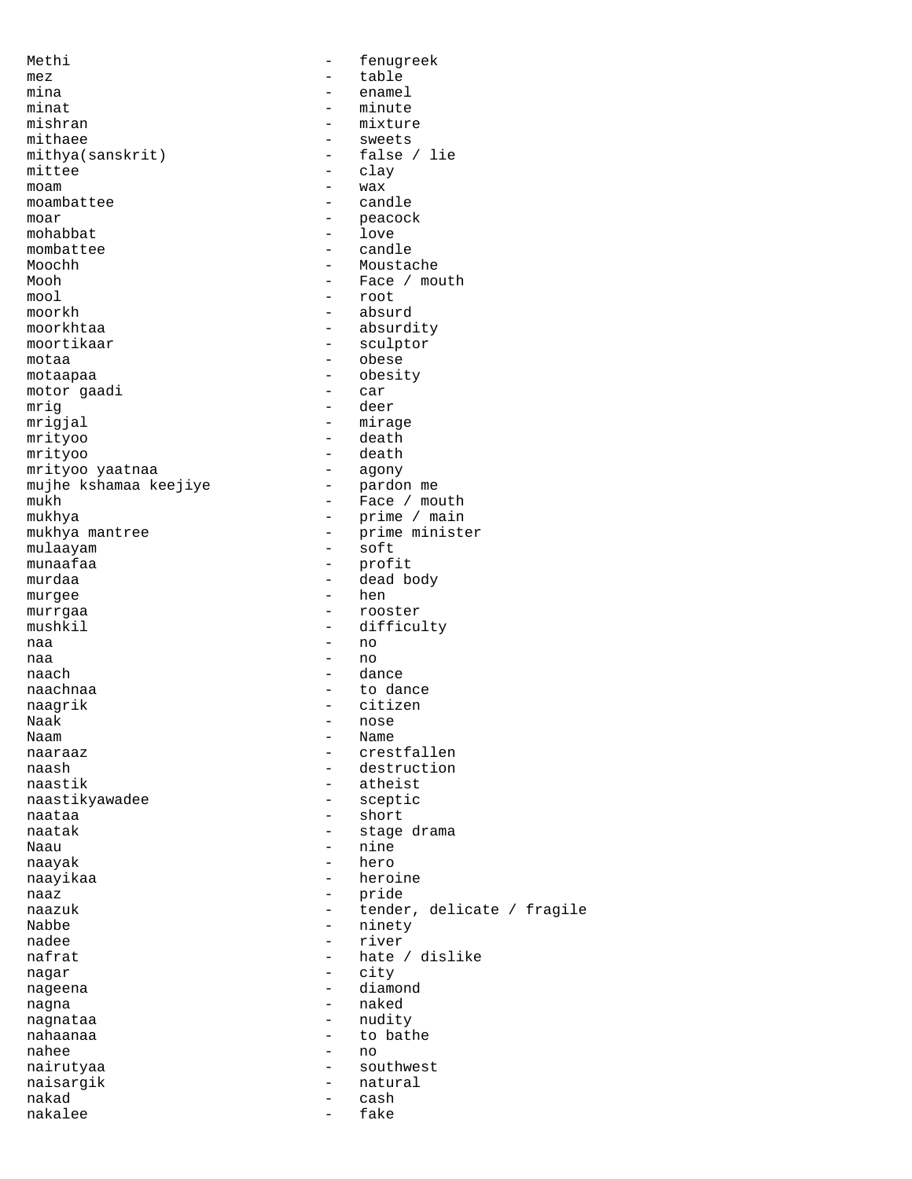Methi - fenugreek
mez - table
mina - enamel
minat - minute
mishran - mixture
mithaee - sweets
mithya(sanskrit) - false / lie
mittee - clay
moam - wax
moambattee - candle
moar - peacock
mohabbat - love
mombattee - candle
Moochh - Moustache
Mooh - Face / mouth
mool - root
moorkh - absurd
moorkhtaa - absurdity
moortikaar - sculptor
motaa - obese
motaapaa - obesity
motor gaadi - car
mrig - deer
mrigjal - mirage
mrityoo - death
mrityoo - death
mrityoo yaatnaa - agony
mujhe kshamaa keejiye - pardon me
mukh - Face / mouth
mukhya - prime / main
mukhya mantree - prime minister
mulaayam - soft
munaafaa - profit
murdaa - dead body
murgee - hen
murrgaa - rooster
mushkil - difficulty
naa - no
naa - no
naach - dance
naachnaa - to dance
naagrik - citizen
Naak - nose
Naam - Name
naaraaz - crestfallen
naash - destruction
naastik - atheist
naastikyawadee - sceptic
naataa - short
naatak - stage drama
Naau - nine
naayak - hero
naayikaa - heroine
naaz - pride
naazuk - tender, delicate / fragile
Nabbe - ninety
nadee - river
nafrat - hate / dislike
nagar - city
nageena - diamond
nagna - naked
nagnataa - nudity
nahaanaa - to bathe
nahee - no
nairutyaa - southwest
naisargik - natural
nakad - cash
nakalee - fake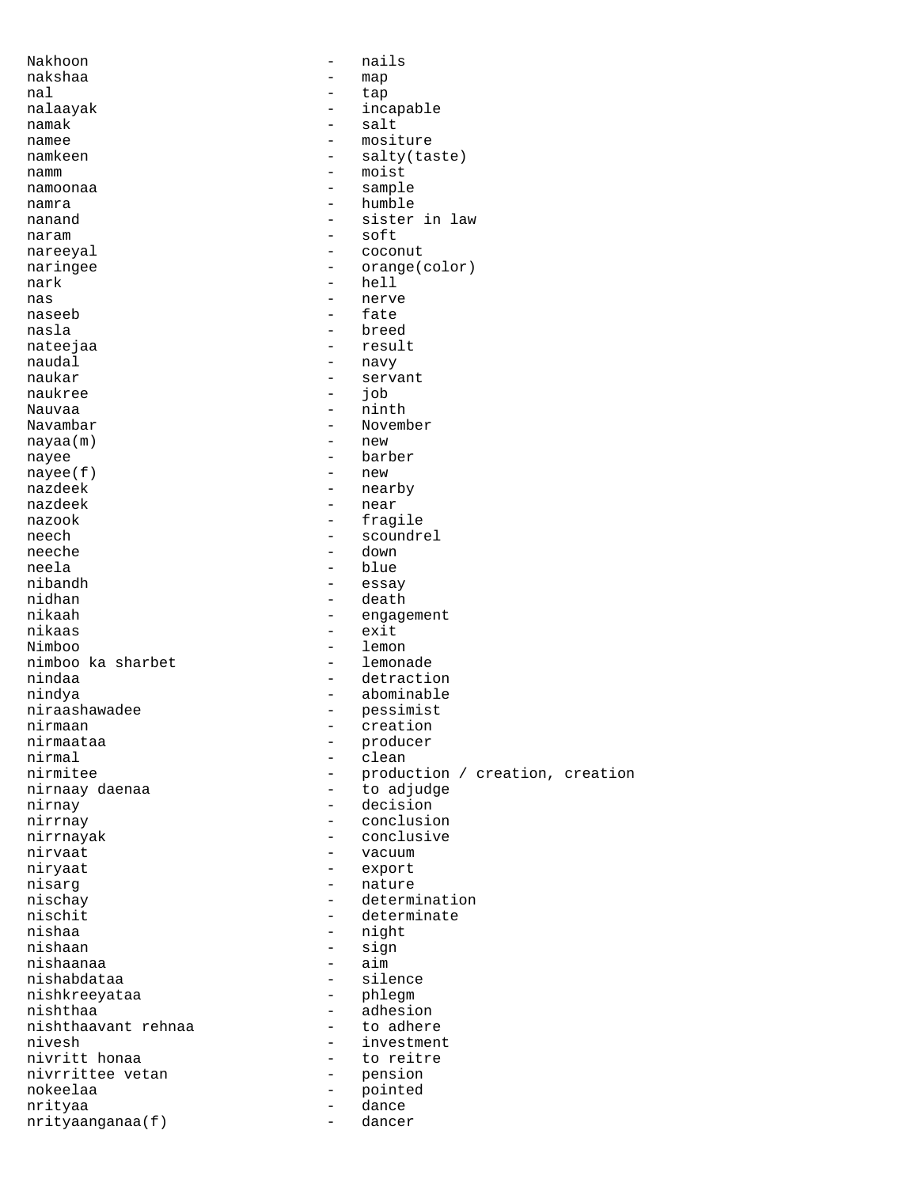```
Nakhoon                        -   nails
nakshaa                        -   map
nal                            -   tap
nalaayak                       -   incapable
namak                          -   salt
namee                          -   mositure
namkeen                        -   salty(taste)
namm                           -   moist
namoonaa                       -   sample
namra                          -   humble
nanand                         -   sister in law
naram                          -   soft
nareeyal                       -   coconut
naringee                       -   orange(color)
nark                           -   hell
nas                            -   nerve
naseeb                         -   fate
nasla                          -   breed
nateejaa                       -   result
naudal                         -   navy
naukar                         -   servant
naukree                        -   job
Nauvaa                         -   ninth
Navambar                       -   November
nayaa(m)                       -   new
nayee                          -   barber
nayee(f)                       -   new
nazdeek                        -   nearby
nazdeek                        -   near
nazook                         -   fragile
neech                          -   scoundrel
neeche                         -   down
neela                          -   blue
nibandh                        -   essay
nidhan                         -   death
nikaah                         -   engagement
nikaas                         -   exit
Nimboo                         -   lemon
nimboo ka sharbet              -   lemonade
nindaa                         -   detraction
nindya                         -   abominable
niraashawadee                  -   pessimist
nirmaan                        -   creation
nirmaataa                      -   producer
nirmal                         -   clean
nirmitee                       -   production / creation, creation
nirnaay daenaa                 -   to adjudge
nirnay                         -   decision
nirrnay                        -   conclusion
nirrnayak                      -   conclusive
nirvaat                        -   vacuum
niryaat                        -   export
nisarg                         -   nature
nischay                        -   determination
nischit                        -   determinate
nishaa                         -   night
nishaan                        -   sign
nishaanaa                      -   aim
nishabdataa                    -   silence
nishkreeyataa                  -   phlegm
nishthaa                       -   adhesion
nishthaavant rehnaa            -   to adhere
nivesh                         -   investment
nivritt honaa                  -   to reitre
nivrrittee vetan               -   pension
nokeelaa                       -   pointed
nrityaa                        -   dance
nrityaanganaa(f)               -   dancer
```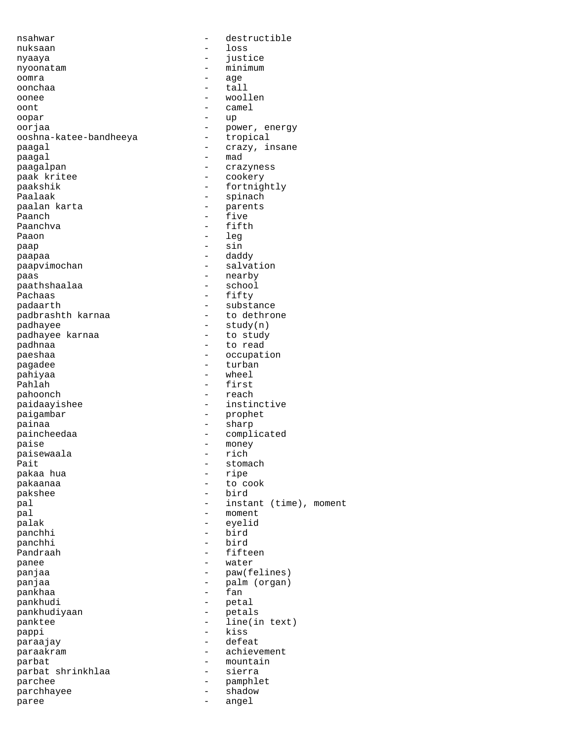nsahwar - destructible
nuksaan - loss
nyaaya - justice
nyoonatam - minimum
oomra - age
oonchaa - tall
oonee - woollen
oont - camel
oopar - up
oorjaa - power, energy
ooshna-katee-bandheeya - tropical
paagal - crazy, insane
paagal - mad
paagalpan - crazyness
paak kritee - cookery
paakshik - fortnightly
Paalaak - spinach
paalan karta - parents
Paanch - five
Paanchva - fifth
Paaon - leg
paap - sin
paapaa - daddy
paapvimochan - salvation
paas - nearby
paathshaalaa - school
Pachaas - fifty
padaarth - substance
padbrashth karnaa - to dethrone
padhayee - study(n)
padhayee karnaa - to study
padhnaa - to read
paeshaa - occupation
pagadee - turban
pahiyaa - wheel
Pahlah - first
pahoonch - reach
paidaayishee - instinctive
paigambar - prophet
painaa - sharp
paincheedaa - complicated
paise - money
paisewaala - rich
Pait - stomach
pakaa hua - ripe
pakaanaa - to cook
pakshee - bird
pal - instant (time), moment
pal - moment
palak - eyelid
panchhi - bird
panchhi - bird
Pandraah - fifteen
panee - water
panjaa - paw(felines)
panjaa - palm (organ)
pankhaa - fan
pankhudi - petal
pankhudiyaan - petals
panktee - line(in text)
pappi - kiss
paraajay - defeat
paraakram - achievement
parbat - mountain
parbat shrinkhlaa - sierra
parchee - pamphlet
parchhayee - shadow
paree - angel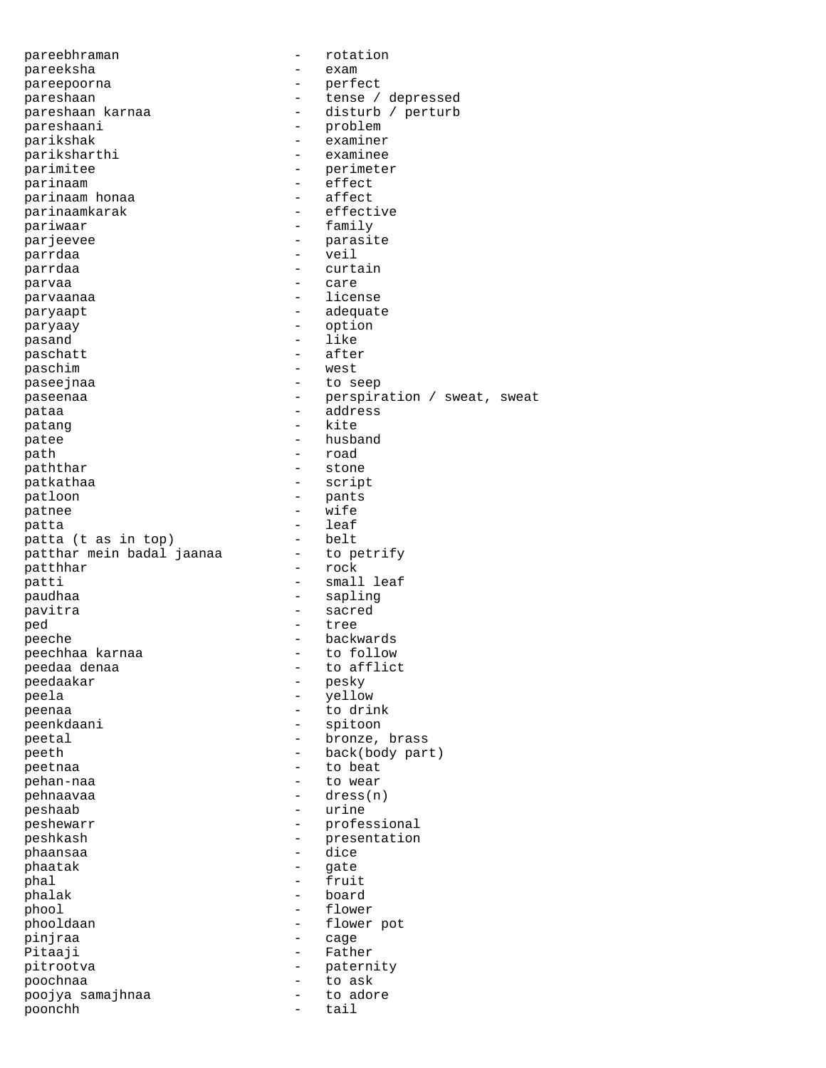pareebhraman - rotation
pareeksha - exam
pareepoorna - perfect
pareshaan - tense / depressed
pareshaan karnaa - disturb / perturb
pareshaani - problem
parikshak - examiner
pariksharthi - examinee
parimitee - perimeter
parinaam - effect
parinaam honaa - affect
parinaamkarak - effective
pariwaar - family
parjeevee - parasite
parrdaa - veil
parrdaa - curtain
parvaa - care
parvaanaa - license
paryaapt - adequate
paryaay - option
pasand - like
paschatt - after
paschim - west
paseejnaa - to seep
paseenaa - perspiration / sweat, sweat
pataa - address
patang - kite
patee - husband
path - road
paththar - stone
patkathaa - script
patloon - pants
patnee - wife
patta - leaf
patta (t as in top) - belt
patthar mein badal jaanaa - to petrify
patthhar - rock
patti - small leaf
paudhaa - sapling
pavitra - sacred
ped - tree
peeche - backwards
peechhaa karnaa - to follow
peedaa denaa - to afflict
peedaakar - pesky
peela - yellow
peenaa - to drink
peenkdaani - spitoon
peetal - bronze, brass
peeth - back(body part)
peetnaa - to beat
pehan-naa - to wear
pehnaavaa - dress(n)
peshaab - urine
peshewarr - professional
peshkash - presentation
phaansaa - dice
phaatak - gate
phal - fruit
phalak - board
phool - flower
phooldaan - flower pot
pinjraa - cage
Pitaaji - Father
pitrootva - paternity
poochnaa - to ask
poojya samajhnaa - to adore
poonchh - tail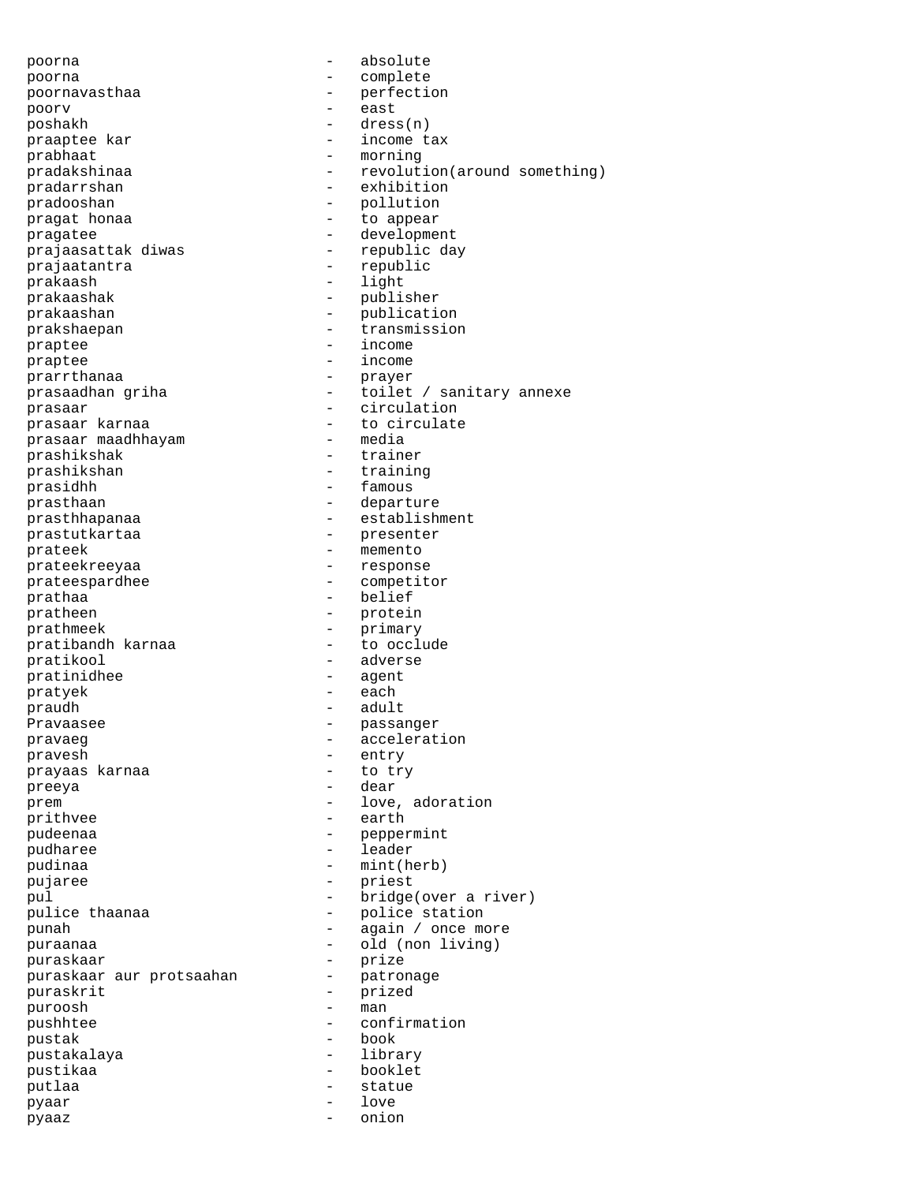```
poorna                          -   absolute
poorna                          -   complete
poornavasthaa                   -   perfection
poorv                           -   east
poshakh                         -   dress(n)
praaptee kar                    -   income tax
prabhaat                        -   morning
pradakshinaa                    -   revolution(around something)
pradarrshan                     -   exhibition
pradooshan                      -   pollution
pragat honaa                    -   to appear
pragatee                        -   development
prajaasattak diwas              -   republic day
prajaatantra                    -   republic
prakaash                        -   light
prakaashak                      -   publisher
prakaashan                      -   publication
prakshaepan                     -   transmission
praptee                         -   income
praptee                         -   income
prarrthanaa                     -   prayer
prasaadhan griha                -   toilet / sanitary annexe
prasaar                         -   circulation
prasaar karnaa                  -   to circulate
prasaar maadhhayam              -   media
prashikshak                     -   trainer
prashikshan                     -   training
prasidhh                        -   famous
prasthaan                       -   departure
prasthhapanaa                   -   establishment
prastutkartaa                   -   presenter
prateek                         -   memento
prateekreeyaa                   -   response
prateespardhee                  -   competitor
prathaa                         -   belief
pratheen                        -   protein
prathmeek                       -   primary
pratibandh karnaa               -   to occlude
pratikool                       -   adverse
pratinidhee                     -   agent
pratyek                         -   each
praudh                          -   adult
Pravaasee                       -   passanger
pravaeg                         -   acceleration
pravesh                         -   entry
prayaas karnaa                  -   to try
preeya                          -   dear
prem                            -   love, adoration
prithvee                        -   earth
pudeenaa                        -   peppermint
pudharee                        -   leader
pudinaa                         -   mint(herb)
pujaree                         -   priest
pul                             -   bridge(over a river)
pulice thaanaa                  -   police station
punah                           -   again / once more
puraanaa                        -   old (non living)
puraskaar                       -   prize
puraskaar aur protsaahan        -   patronage
puraskrit                       -   prized
puroosh                         -   man
pushhtee                        -   confirmation
pustak                          -   book
pustakalaya                     -   library
pustikaa                        -   booklet
putlaa                          -   statue
pyaar                           -   love
pyaaz                           -   onion
```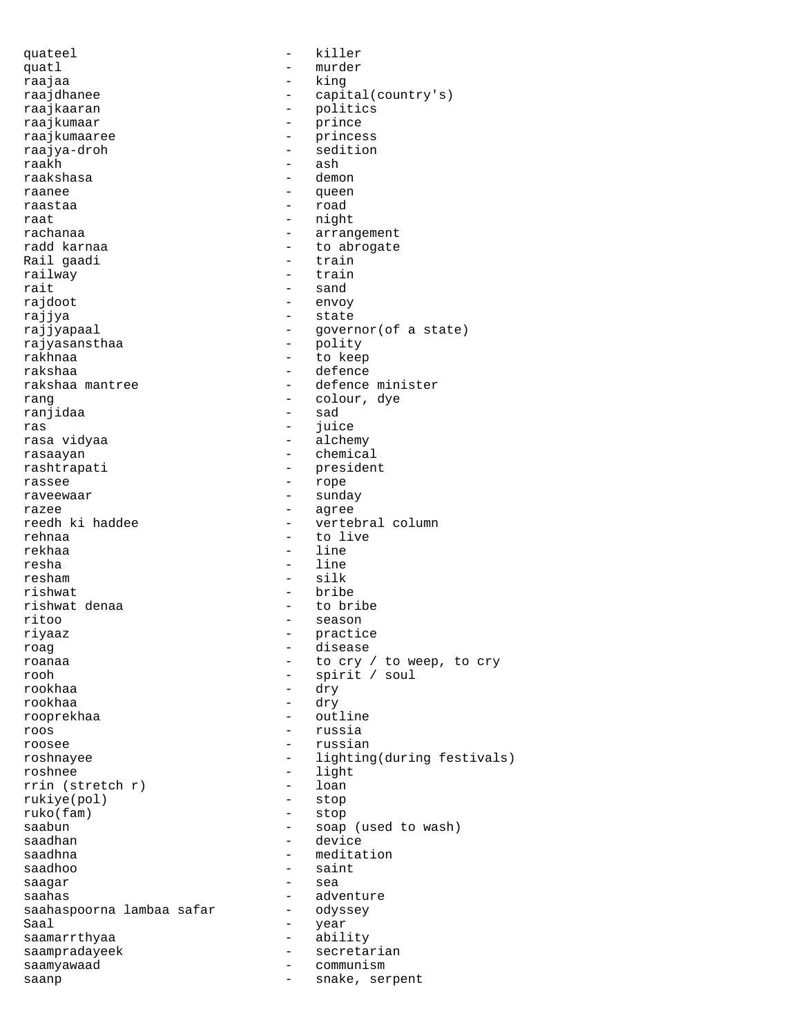```
quateel                          -   killer
quatl                            -   murder
raajaa                           -   king
raajdhanee                       -   capital(country's)
raajkaaran                       -   politics
raajkumaar                       -   prince
raajkumaaree                     -   princess
raajya-droh                      -   sedition
raakh                            -   ash
raakshasa                        -   demon
raanee                           -   queen
raastaa                          -   road
raat                             -   night
rachanaa                         -   arrangement
radd karnaa                      -   to abrogate
Rail gaadi                       -   train
railway                          -   train
rait                             -   sand
rajdoot                          -   envoy
rajjya                           -   state
rajjyapaal                       -   governor(of a state)
rajyasansthaa                    -   polity
rakhnaa                          -   to keep
rakshaa                          -   defence
rakshaa mantree                  -   defence minister
rang                             -   colour, dye
ranjidaa                         -   sad
ras                              -   juice
rasa vidyaa                      -   alchemy
rasaayan                         -   chemical
rashtrapati                      -   president
rassee                           -   rope
raveewaar                        -   sunday
razee                            -   agree
reedh ki haddee                  -   vertebral column
rehnaa                           -   to live
rekhaa                           -   line
resha                            -   line
resham                           -   silk
rishwat                          -   bribe
rishwat denaa                    -   to bribe
ritoo                            -   season
riyaaz                           -   practice
roag                             -   disease
roanaa                           -   to cry / to weep, to cry
rooh                             -   spirit / soul
rookhaa                          -   dry
rookhaa                          -   dry
rooprekhaa                       -   outline
roos                             -   russia
roosee                           -   russian
roshnayee                        -   lighting(during festivals)
roshnee                          -   light
rrin (stretch r)                 -   loan
rukiye(pol)                      -   stop
ruko(fam)                        -   stop
saabun                           -   soap (used to wash)
saadhan                          -   device
saadhna                          -   meditation
saadhoo                          -   saint
saagar                           -   sea
saahas                           -   adventure
saahaspoorna lambaa safar        -   odyssey
Saal                             -   year
saamarrthyaa                     -   ability
saampradayeek                    -   secretarian
saamyawaad                       -   communism
saanp                            -   snake, serpent
```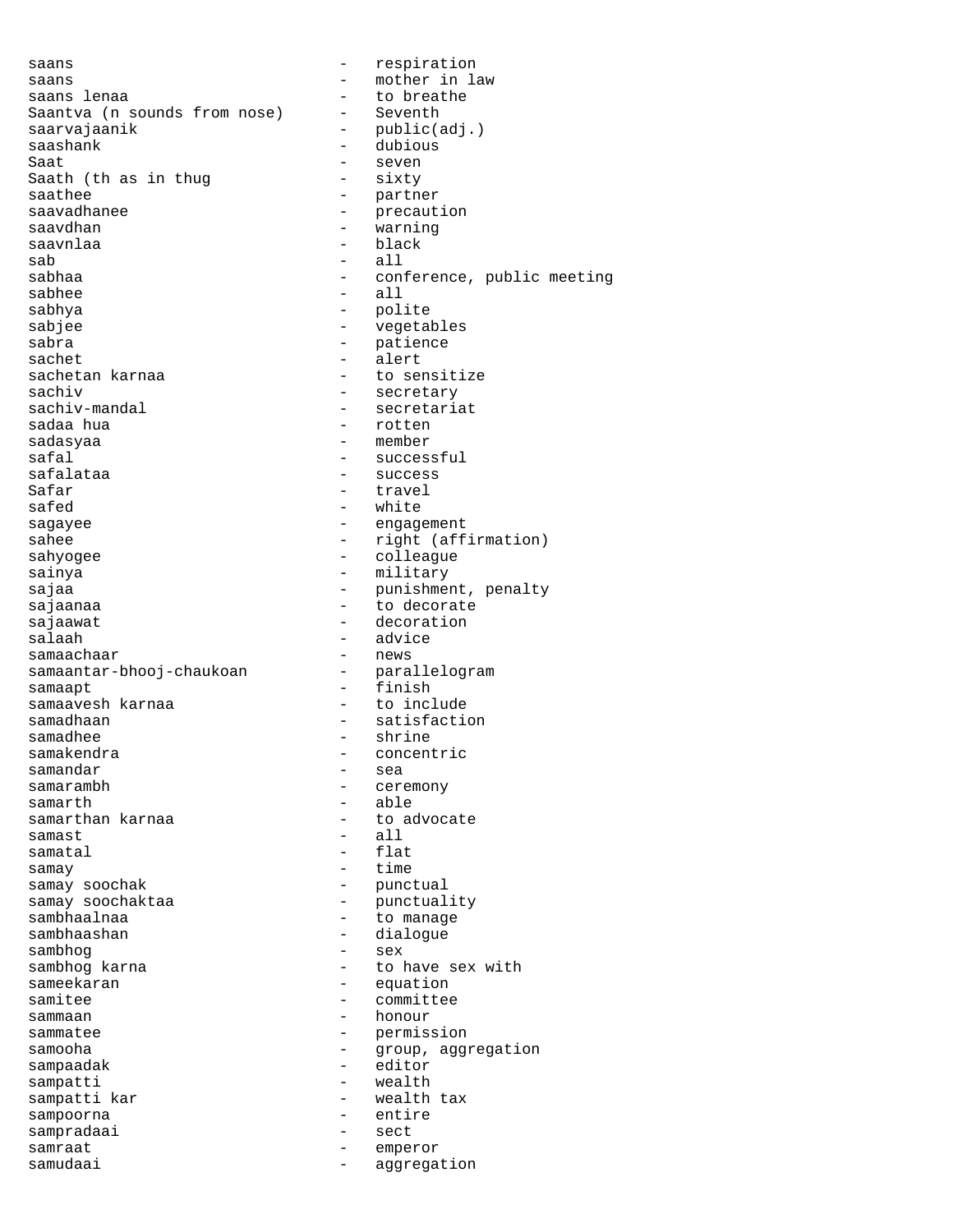saans - respiration
saans - mother in law
saans lenaa - to breathe
Saantva (n sounds from nose) - Seventh
saarvajaanik - public(adj.)
saashank - dubious
Saat - seven
Saath (th as in thug - sixty
saathee - partner
saavadhanee - precaution
saavdhan - warning
saavnlaa - black
sab - all
sabhaa - conference, public meeting
sabhee - all
sabhya - polite
sabjee - vegetables
sabra - patience
sachet - alert
sachetan karnaa - to sensitize
sachiv - secretary
sachiv-mandal - secretariat
sadaa hua - rotten
sadasyaa - member
safal - successful
safalataa - success
Safar - travel
safed - white
sagayee - engagement
sahee - right (affirmation)
sahyogee - colleague
sainya - military
sajaa - punishment, penalty
sajaanaa - to decorate
sajaawat - decoration
salaah - advice
samaachaar - news
samaantar-bhooj-chaukoan - parallelogram
samaapt - finish
samaavesh karnaa - to include
samadhaan - satisfaction
samadhee - shrine
samakendra - concentric
samandar - sea
samarambh - ceremony
samarth - able
samarthan karnaa - to advocate
samast - all
samatal - flat
samay - time
samay soochak - punctual
samay soochaktaa - punctuality
sambhaalnaa - to manage
sambhaashan - dialogue
sambhog - sex
sambhog karna - to have sex with
sameekaran - equation
samitee - committee
sammaan - honour
sammatee - permission
samooha - group, aggregation
sampaadak - editor
sampatti - wealth
sampatti kar - wealth tax
sampoorna - entire
sampradaai - sect
samraat - emperor
samudaai - aggregation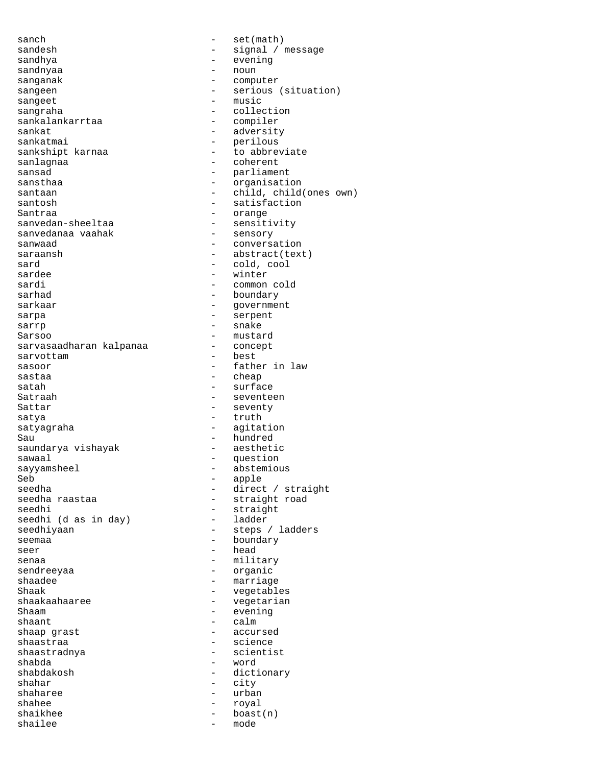sanch - set(math)
sandesh - signal / message
sandhya - evening
sandnyaa - noun
sanganak - computer
sangeen - serious (situation)
sangeet - music
sangraha - collection
sankalankarrtaa - compiler
sankat - adversity
sankatmai - perilous
sankshipt karnaa - to abbreviate
sanlagnaa - coherent
sansad - parliament
sansthaa - organisation
santaan - child, child(ones own)
santosh - satisfaction
Santraa - orange
sanvedan-sheeltaa - sensitivity
sanvedanaa vaahak - sensory
sanwaad - conversation
saraansh - abstract(text)
sard - cold, cool
sardee - winter
sardi - common cold
sarhad - boundary
sarkaar - government
sarpa - serpent
sarrp - snake
Sarsoo - mustard
sarvasaadharan kalpanaa - concept
sarvottam - best
sasoor - father in law
sastaa - cheap
satah - surface
Satraah - seventeen
Sattar - seventy
satya - truth
satyagraha - agitation
Sau - hundred
saundarya vishayak - aesthetic
sawaal - question
sayyamsheel - abstemious
Seb - apple
seedha - direct / straight
seedha raastaa - straight road
seedhi - straight
seedhi (d as in day) - ladder
seedhiyaan - steps / ladders
seemaa - boundary
seer - head
senaa - military
sendreeyaa - organic
shaadee - marriage
Shaak - vegetables
shaakaahaaree - vegetarian
Shaam - evening
shaant - calm
shaap grast - accursed
shaastraa - science
shaastradnya - scientist
shabda - word
shabdakosh - dictionary
shahar - city
shaharee - urban
shahee - royal
shaikhee - boast(n)
shailee - mode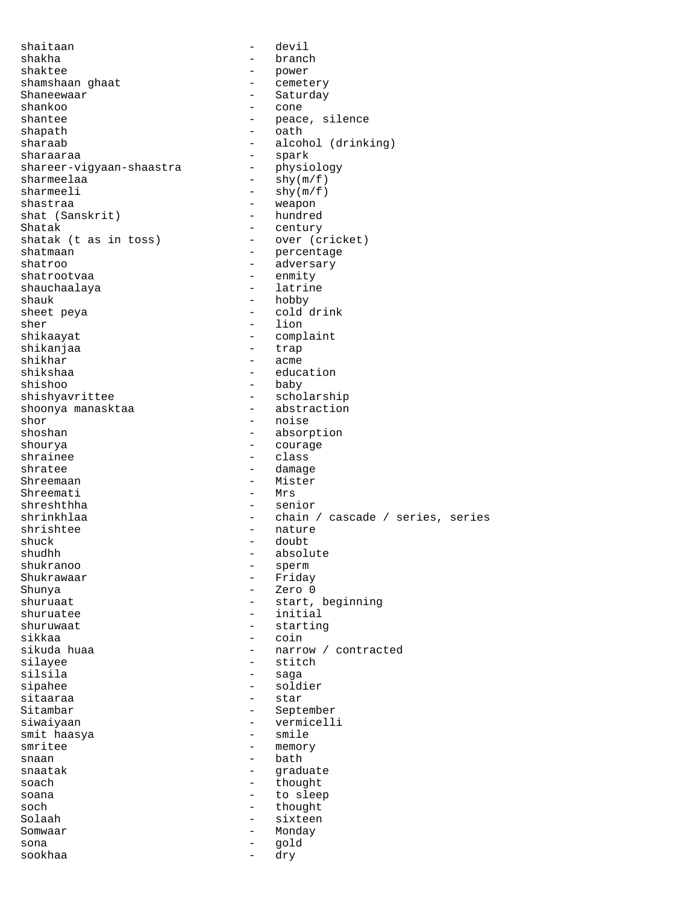shaitaan - devil
shakha - branch
shaktee - power
shamshaan ghaat - cemetery
Shaneewaar - Saturday
shankoo - cone
shantee - peace, silence
shapath - oath
sharaab - alcohol (drinking)
sharaaraa - spark
shareer-vigyaan-shaastra - physiology
sharmeelaa - shy(m/f)
sharmeeli - shy(m/f)
shastraa - weapon
shat (Sanskrit) - hundred
Shatak - century
shatak (t as in toss) - over (cricket)
shatmaan - percentage
shatroo - adversary
shatrootvaa - enmity
shauchaalaya - latrine
shauk - hobby
sheet peya - cold drink
sher - lion
shikaayat - complaint
shikanjaa - trap
shikhar - acme
shikshaa - education
shishoo - baby
shishyavrittee - scholarship
shoonya manasktaa - abstraction
shor - noise
shoshan - absorption
shourya - courage
shrainee - class
shratee - damage
Shreemaan - Mister
Shreemati - Mrs
shreshthha - senior
shrinkhlaa - chain / cascade / series, series
shrishtee - nature
shuck - doubt
shudhh - absolute
shukranoo - sperm
Shukrawaar - Friday
Shunya - Zero 0
shuruaat - start, beginning
shuruatee - initial
shuruwaat - starting
sikkaa - coin
sikuda huaa - narrow / contracted
silayee - stitch
silsila - saga
sipahee - soldier
sitaaraa - star
Sitambar - September
siwaiyaan - vermicelli
smit haasya - smile
smritee - memory
snaan - bath
snaatak - graduate
soach - thought
soana - to sleep
soch - thought
Solaah - sixteen
Somwaar - Monday
sona - gold
sookhaa - dry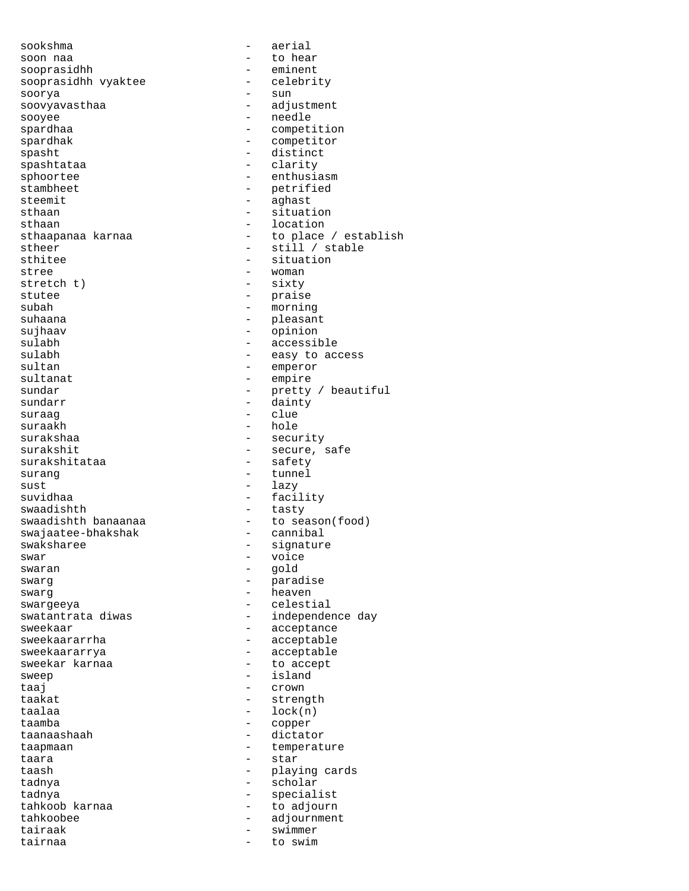sookshma - aerial
soon naa - to hear
sooprasidhh - eminent
sooprasidhh vyaktee - celebrity
soorya - sun
soovyavasthaa - adjustment
sooyee - needle
spardhaa - competition
spardhak - competitor
spasht - distinct
spashtataa - clarity
sphoortee - enthusiasm
stambheet - petrified
steemit - aghast
sthaan - situation
sthaan - location
sthaapanaa karnaa - to place / establish
stheer - still / stable
sthitee - situation
stree - woman
stretch t) - sixty
stutee - praise
subah - morning
suhaana - pleasant
sujhaav - opinion
sulabh - accessible
sulabh - easy to access
sultan - emperor
sultanat - empire
sundar - pretty / beautiful
sundarr - dainty
suraag - clue
suraakh - hole
surakshaa - security
surakshit - secure, safe
surakshitataa - safety
surang - tunnel
sust - lazy
suvidhaa - facility
swaadishth - tasty
swaadishth banaanaa - to season(food)
swajaatee-bhakshak - cannibal
swaksharee - signature
swar - voice
swaran - gold
swarg - paradise
swarg - heaven
swargeeya - celestial
swatantrata diwas - independence day
sweekaar - acceptance
sweekaararrha - acceptable
sweekaararrya - acceptable
sweekar karnaa - to accept
sweep - island
taaj - crown
taakat - strength
taalaa - lock(n)
taamba - copper
taanaashaah - dictator
taapmaan - temperature
taara - star
taash - playing cards
tadnya - scholar
tadnya - specialist
tahkoob karnaa - to adjourn
tahkoobee - adjournment
tairaak - swimmer
tairnaa - to swim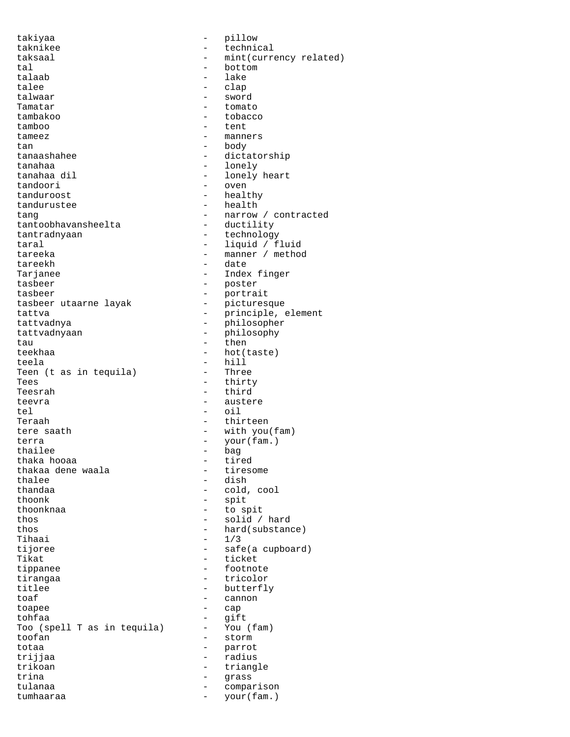```
takiyaa                          -   pillow
taknikee                         -   technical
taksaal                          -   mint(currency related)
tal                              -   bottom
talaab                           -   lake
talee                            -   clap
talwaar                          -   sword
Tamatar                          -   tomato
tambakoo                         -   tobacco
tamboo                           -   tent
tameez                           -   manners
tan                              -   body
tanaashahee                      -   dictatorship
tanahaa                          -   lonely
tanahaa dil                      -   lonely heart
tandoori                         -   oven
tanduroost                       -   healthy
tandurustee                      -   health
tang                             -   narrow / contracted
tantoobhavansheelta              -   ductility
tantradnyaan                     -   technology
taral                            -   liquid / fluid
tareeka                          -   manner / method
tareekh                          -   date
Tarjanee                         -   Index finger
tasbeer                          -   poster
tasbeer                          -   portrait
tasbeer utaarne layak            -   picturesque
tattva                           -   principle, element
tattvadnya                       -   philosopher
tattvadnyaan                     -   philosophy
tau                              -   then
teekhaa                          -   hot(taste)
teela                            -   hill
Teen (t as in tequila)           -   Three
Tees                             -   thirty
Teesrah                          -   third
teevra                           -   austere
tel                              -   oil
Teraah                           -   thirteen
tere saath                       -   with you(fam)
terra                            -   your(fam.)
thailee                          -   bag
thaka hooaa                      -   tired
thakaa dene waala                -   tiresome
thalee                           -   dish
thandaa                          -   cold, cool
thoonk                           -   spit
thoonknaa                        -   to spit
thos                             -   solid / hard
thos                             -   hard(substance)
Tihaai                           -   1/3
tijoree                          -   safe(a cupboard)
Tikat                            -   ticket
tippanee                         -   footnote
tirangaa                         -   tricolor
titlee                           -   butterfly
toaf                             -   cannon
toapee                           -   cap
tohfaa                           -   gift
Too (spell T as in tequila)      -   You (fam)
toofan                           -   storm
totaa                            -   parrot
trijjaa                          -   radius
trikoan                          -   triangle
trina                            -   grass
tulanaa                          -   comparison
tumhaaraa                        -   your(fam.)
```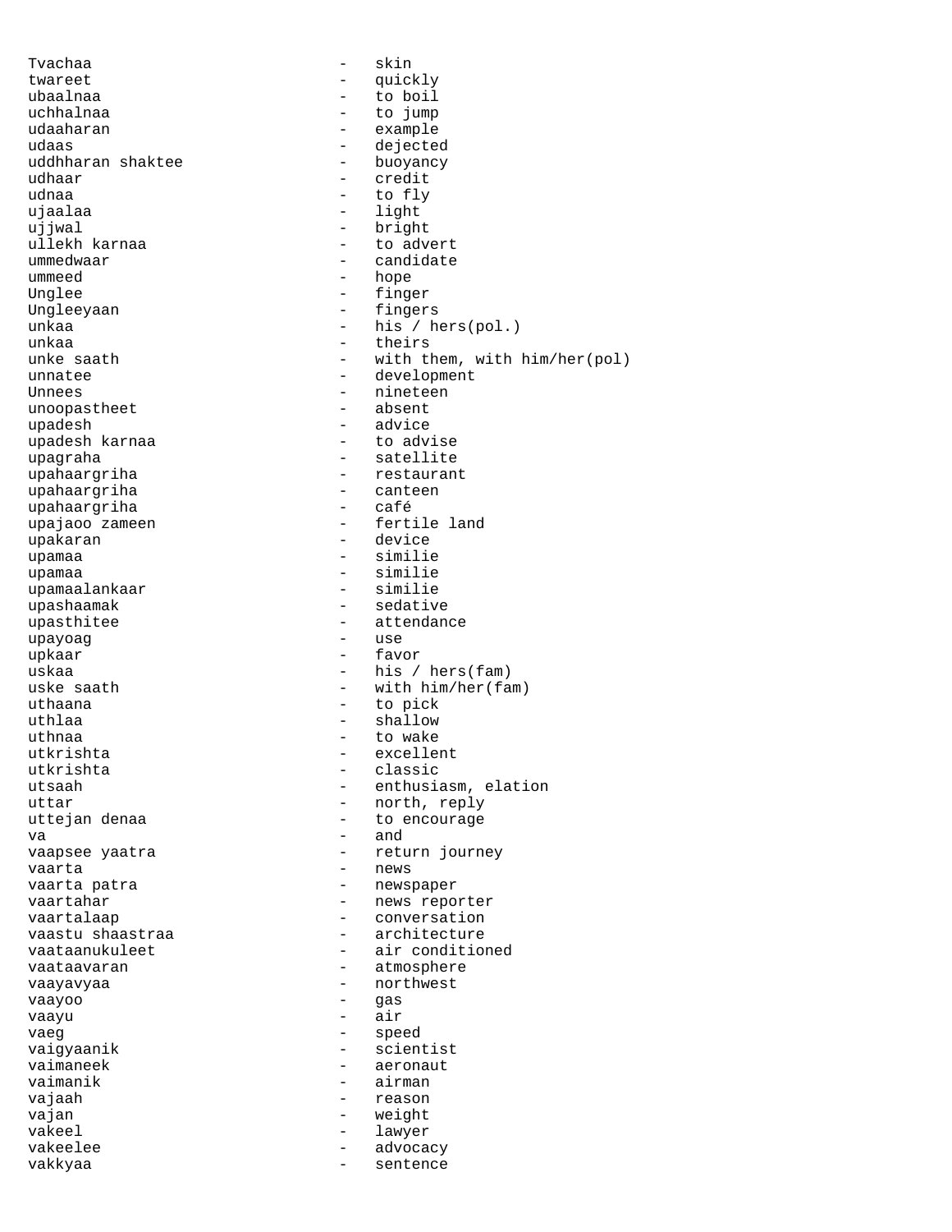Tvachaa - skin
twareet - quickly
ubaalnaa - to boil
uchhalnaa - to jump
udaaharan - example
udaas - dejected
uddhharan shaktee - buoyancy
udhaar - credit
udnaa - to fly
ujaalaa - light
ujjwal - bright
ullekh karnaa - to advert
ummedwaar - candidate
ummeed - hope
Unglee - finger
Ungleeyaan - fingers
unkaa - his / hers(pol.)
unkaa - theirs
unke saath - with them, with him/her(pol)
unnatee - development
Unnees - nineteen
unoopastheet - absent
upadesh - advice
upadesh karnaa - to advise
upagraha - satellite
upahaargriha - restaurant
upahaargriha - canteen
upahaargriha - café
upajaoo zameen - fertile land
upakaran - device
upamaa - similie
upamaa - similie
upamaalankaar - similie
upashaamak - sedative
upasthitee - attendance
upayoag - use
upkaar - favor
uskaa - his / hers(fam)
uske saath - with him/her(fam)
uthaana - to pick
uthlaa - shallow
uthnaa - to wake
utkrishta - excellent
utkrishta - classic
utsaah - enthusiasm, elation
uttar - north, reply
uttejan denaa - to encourage
va - and
vaapsee yaatra - return journey
vaarta - news
vaarta patra - newspaper
vaartahar - news reporter
vaartalaap - conversation
vaastu shaastraa - architecture
vaataanukuleet - air conditioned
vaataavaran - atmosphere
vaayavyaa - northwest
vaayoo - gas
vaayu - air
vaeg - speed
vaigyaanik - scientist
vaimaneek - aeronaut
vaimanik - airman
vajaah - reason
vajan - weight
vakeel - lawyer
vakeelee - advocacy
vakkyaa - sentence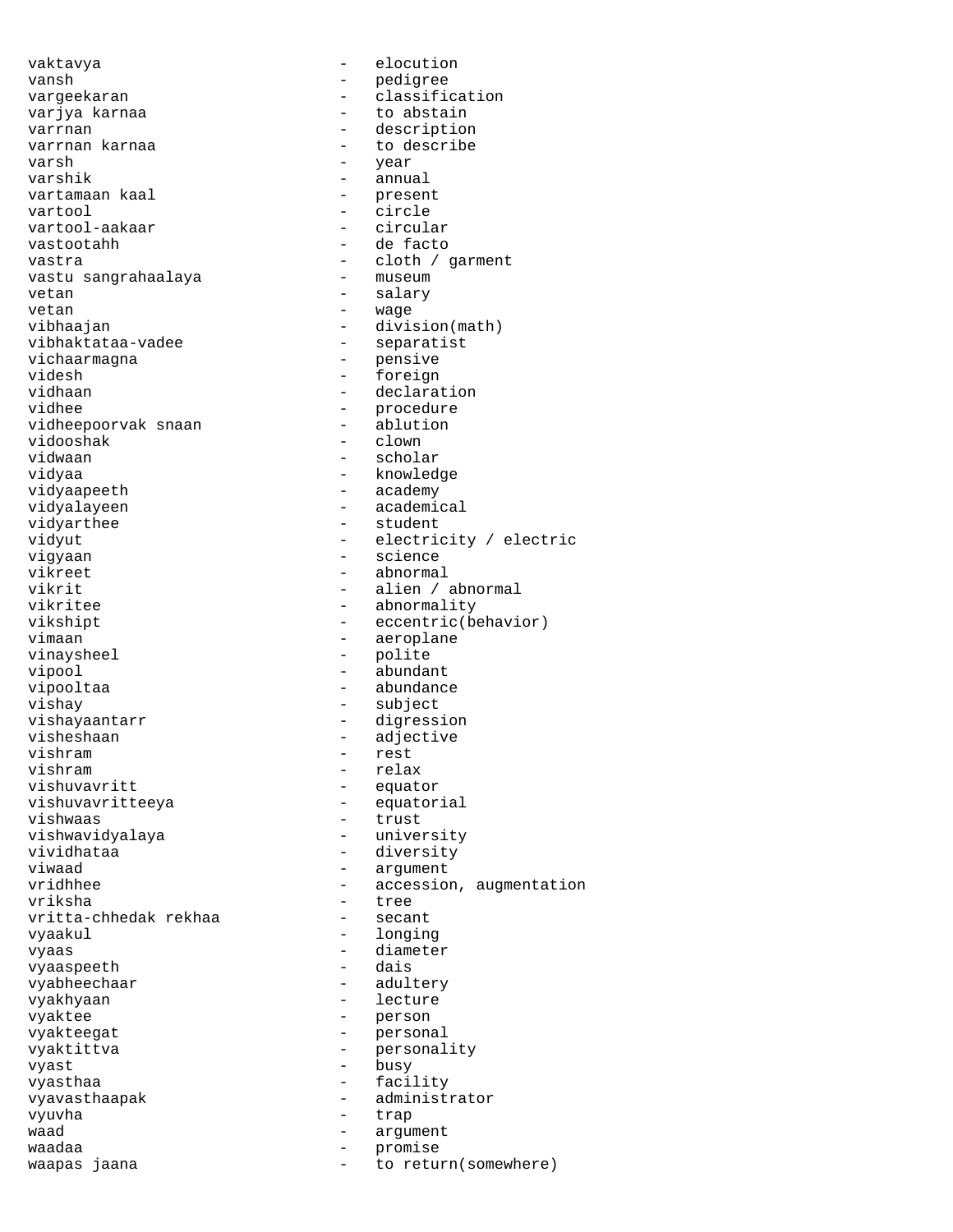vaktavya - elocution
vansh - pedigree
vargeekaran - classification
varjya karnaa - to abstain
varrnan - description
varrnan karnaa - to describe
varsh - year
varshik - annual
vartamaan kaal - present
vartool - circle
vartool-aakaar - circular
vastootahh - de facto
vastra - cloth / garment
vastu sangrahaalaya - museum
vetan - salary
vetan - wage
vibhaajan - division(math)
vibhaktataa-vadee - separatist
vichaarmagna - pensive
videsh - foreign
vidhaan - declaration
vidhee - procedure
vidheepoorvak snaan - ablution
vidooshak - clown
vidwaan - scholar
vidyaa - knowledge
vidyaapeeth - academy
vidyalayeen - academical
vidyarthee - student
vidyut - electricity / electric
vigyaan - science
vikreet - abnormal
vikrit - alien / abnormal
vikritee - abnormality
vikshipt - eccentric(behavior)
vimaan - aeroplane
vinaysheel - polite
vipool - abundant
vipooltaa - abundance
vishay - subject
vishayaantarr - digression
visheshaan - adjective
vishram - rest
vishram - relax
vishuvavritt - equator
vishuvavritteeya - equatorial
vishwaas - trust
vishwavidyalaya - university
vividhataa - diversity
viwaad - argument
vridhhee - accession, augmentation
vriksha - tree
vritta-chhedak rekhaa - secant
vyaakul - longing
vyaas - diameter
vyaaspeeth - dais
vyabheechaar - adultery
vyakhyaan - lecture
vyaktee - person
vyakteegat - personal
vyaktittva - personality
vyast - busy
vyasthaa - facility
vyavasthaapak - administrator
vyuvha - trap
waad - argument
waadaa - promise
waapas jaana - to return(somewhere)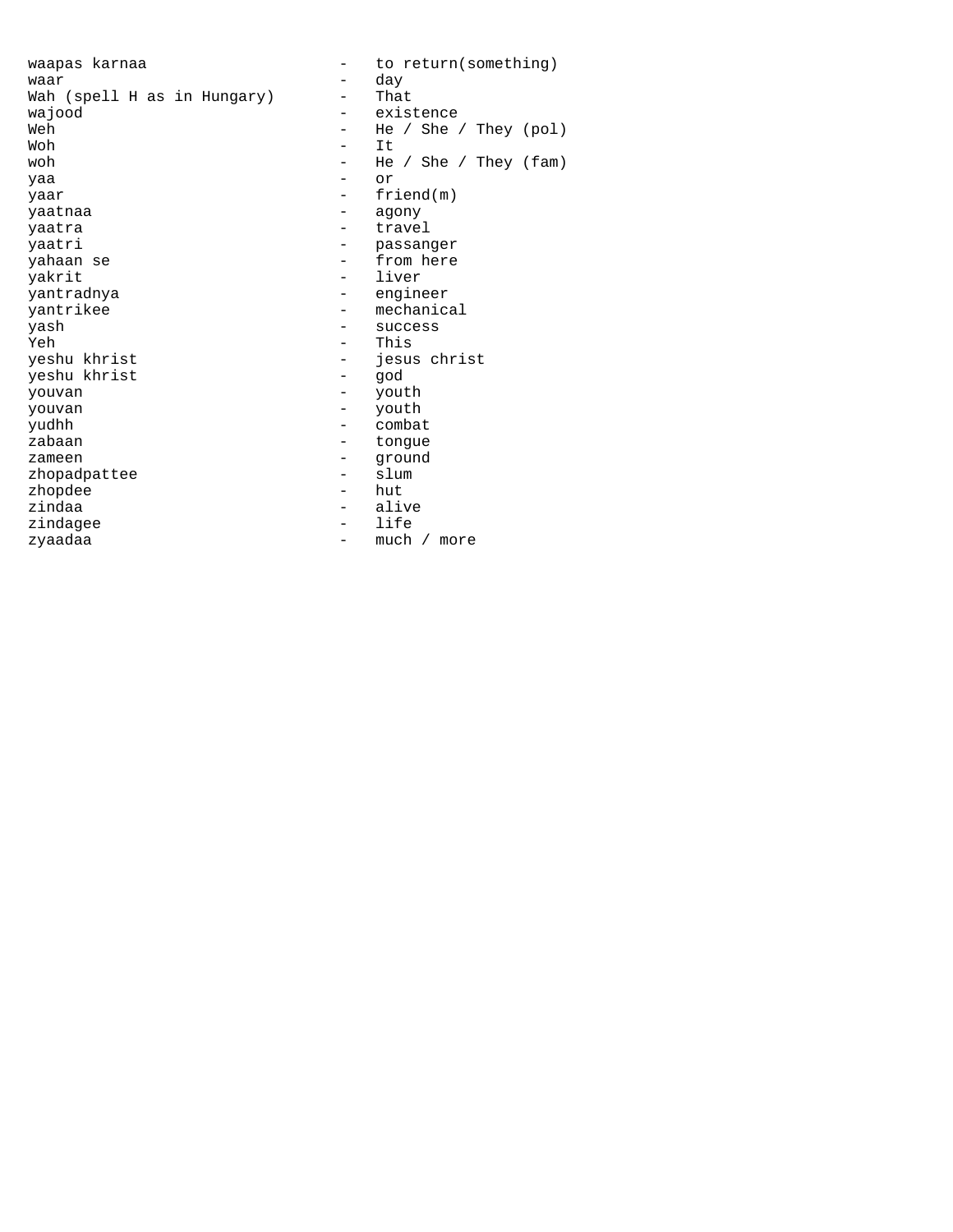```
waapas karnaa                  -   to return(something)
waar                           -   day
Wah (spell H as in Hungary)    -   That
wajood                         -   existence
Weh                            -   He / She / They (pol)
Woh                            -   It
woh                            -   He / She / They (fam)
yaa                            -   or
yaar                           -   friend(m)
yaatnaa                        -   agony
yaatra                         -   travel
yaatri                         -   passanger
yahaan se                      -   from here
yakrit                         -   liver
yantradnya                     -   engineer
yantrikee                      -   mechanical
yash                           -   success
Yeh                            -   This
yeshu khrist                   -   jesus christ
yeshu khrist                   -   god
youvan                         -   youth
youvan                         -   youth
yudhh                          -   combat
zabaan                         -   tongue
zameen                         -   ground
zhopadpattee                   -   slum
zhopdee                        -   hut
zindaa                         -   alive
zindagee                       -   life
zyaadaa                        -   much / more
```